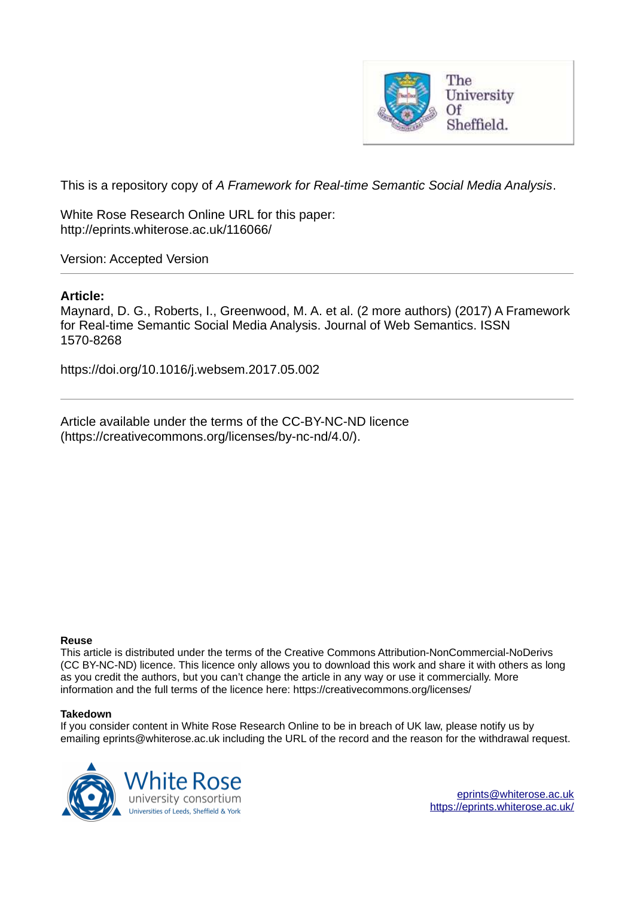This is a repository copy of *A Framework for Real-time Semantic Social Media Analysis*.

White Rose Research Online URL for this paper:
http://eprints.whiterose.ac.uk/116066/

Version: Accepted Version

---

**Article:**

Maynard, D. G., Roberts, I., Greenwood, M. A. et al. (2 more authors) (2017) A Framework for Real-time Semantic Social Media Analysis. Journal of Web Semantics. ISSN 1570-8268

https://doi.org/10.1016/j.websem.2017.05.002

---

Article available under the terms of the CC-BY-NC-ND licence (https://creativecommons.org/licenses/by-nc-nd/4.0/).

**Reuse**

This article is distributed under the terms of the Creative Commons Attribution-NonCommercial-NoDerivs (CC BY-NC-ND) licence. This licence only allows you to download this work and share it with others as long as you credit the authors, but you can't change the article in any way or use it commercially. More information and the full terms of the licence here: https://creativecommons.org/licenses/

**Takedown**

If you consider content in White Rose Research Online to be in breach of UK law, please notify us by emailing eprints@whiterose.ac.uk including the URL of the record and the reason for the withdrawal request.

eprints@whiterose.ac.uk
https://eprints.whiterose.ac.uk/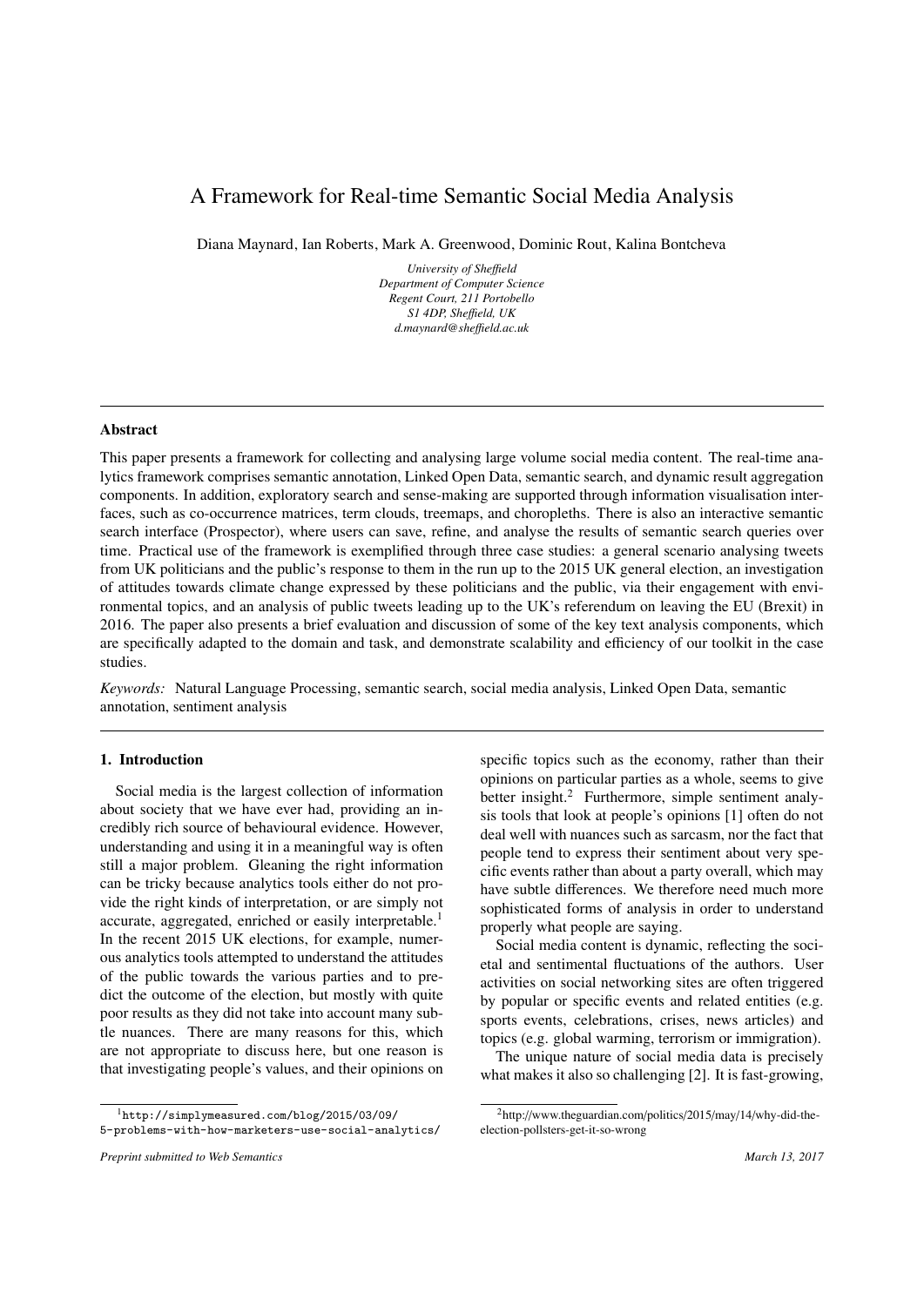# A Framework for Real-time Semantic Social Media Analysis

Diana Maynard, Ian Roberts, Mark A. Greenwood, Dominic Rout, Kalina Bontcheva

*University of Sheffield*
*Department of Computer Science*
*Regent Court, 211 Portobello*
*S1 4DP, Sheffield, UK*
*d.maynard@sheffield.ac.uk*

---

## Abstract

This paper presents a framework for collecting and analysing large volume social media content. The real-time analytics framework comprises semantic annotation, Linked Open Data, semantic search, and dynamic result aggregation components. In addition, exploratory search and sense-making are supported through information visualisation interfaces, such as co-occurrence matrices, term clouds, treemaps, and choropleths. There is also an interactive semantic search interface (Prospector), where users can save, refine, and analyse the results of semantic search queries over time. Practical use of the framework is exemplified through three case studies: a general scenario analysing tweets from UK politicians and the public's response to them in the run up to the 2015 UK general election, an investigation of attitudes towards climate change expressed by these politicians and the public, via their engagement with environmental topics, and an analysis of public tweets leading up to the UK's referendum on leaving the EU (Brexit) in 2016. The paper also presents a brief evaluation and discussion of some of the key text analysis components, which are specifically adapted to the domain and task, and demonstrate scalability and efficiency of our toolkit in the case studies.

*Keywords:* Natural Language Processing, semantic search, social media analysis, Linked Open Data, semantic annotation, sentiment analysis

---

## 1. Introduction

Social media is the largest collection of information about society that we have ever had, providing an incredibly rich source of behavioural evidence. However, understanding and using it in a meaningful way is often still a major problem. Gleaning the right information can be tricky because analytics tools either do not provide the right kinds of interpretation, or are simply not accurate, aggregated, enriched or easily interpretable.[1] In the recent 2015 UK elections, for example, numerous analytics tools attempted to understand the attitudes of the public towards the various parties and to predict the outcome of the election, but mostly with quite poor results as they did not take into account many subtle nuances. There are many reasons for this, which are not appropriate to discuss here, but one reason is that investigating people's values, and their opinions on specific topics such as the economy, rather than their opinions on particular parties as a whole, seems to give better insight.[2] Furthermore, simple sentiment analysis tools that look at people's opinions [1] often do not deal well with nuances such as sarcasm, nor the fact that people tend to express their sentiment about very specific events rather than about a party overall, which may have subtle differences. We therefore need much more sophisticated forms of analysis in order to understand properly what people are saying.

Social media content is dynamic, reflecting the societal and sentimental fluctuations of the authors. User activities on social networking sites are often triggered by popular or specific events and related entities (e.g. sports events, celebrations, crises, news articles) and topics (e.g. global warming, terrorism or immigration).

The unique nature of social media data is precisely what makes it also so challenging [2]. It is fast-growing,

[1] http://simplymeasured.com/blog/2015/03/09/5-problems-with-how-marketers-use-social-analytics/

[2] http://www.theguardian.com/politics/2015/may/14/why-did-the-election-pollsters-get-it-so-wrong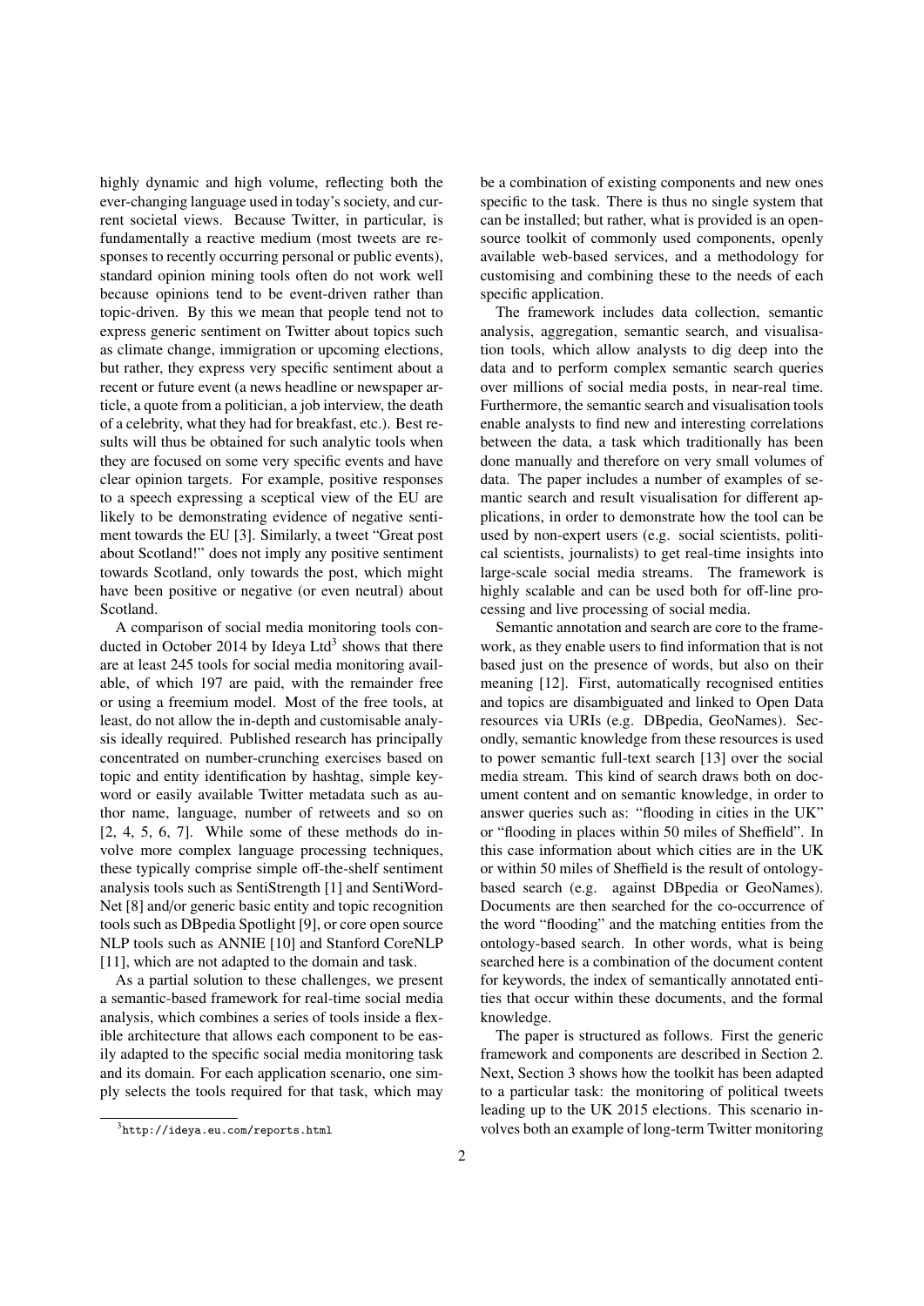highly dynamic and high volume, reflecting both the ever-changing language used in today's society, and current societal views. Because Twitter, in particular, is fundamentally a reactive medium (most tweets are responses to recently occurring personal or public events), standard opinion mining tools often do not work well because opinions tend to be event-driven rather than topic-driven. By this we mean that people tend not to express generic sentiment on Twitter about topics such as climate change, immigration or upcoming elections, but rather, they express very specific sentiment about a recent or future event (a news headline or newspaper article, a quote from a politician, a job interview, the death of a celebrity, what they had for breakfast, etc.). Best results will thus be obtained for such analytic tools when they are focused on some very specific events and have clear opinion targets. For example, positive responses to a speech expressing a sceptical view of the EU are likely to be demonstrating evidence of negative sentiment towards the EU [3]. Similarly, a tweet "Great post about Scotland!" does not imply any positive sentiment towards Scotland, only towards the post, which might have been positive or negative (or even neutral) about Scotland.

A comparison of social media monitoring tools conducted in October 2014 by Ideya Ltd[3] shows that there are at least 245 tools for social media monitoring available, of which 197 are paid, with the remainder free or using a freemium model. Most of the free tools, at least, do not allow the in-depth and customisable analysis ideally required. Published research has principally concentrated on number-crunching exercises based on topic and entity identification by hashtag, simple keyword or easily available Twitter metadata such as author name, language, number of retweets and so on [2, 4, 5, 6, 7]. While some of these methods do involve more complex language processing techniques, these typically comprise simple off-the-shelf sentiment analysis tools such as SentiStrength [1] and SentiWordNet [8] and/or generic basic entity and topic recognition tools such as DBpedia Spotlight [9], or core open source NLP tools such as ANNIE [10] and Stanford CoreNLP [11], which are not adapted to the domain and task.

As a partial solution to these challenges, we present a semantic-based framework for real-time social media analysis, which combines a series of tools inside a flexible architecture that allows each component to be easily adapted to the specific social media monitoring task and its domain. For each application scenario, one simply selects the tools required for that task, which may be a combination of existing components and new ones specific to the task. There is thus no single system that can be installed; but rather, what is provided is an open-source toolkit of commonly used components, openly available web-based services, and a methodology for customising and combining these to the needs of each specific application.

The framework includes data collection, semantic analysis, aggregation, semantic search, and visualisation tools, which allow analysts to dig deep into the data and to perform complex semantic search queries over millions of social media posts, in near-real time. Furthermore, the semantic search and visualisation tools enable analysts to find new and interesting correlations between the data, a task which traditionally has been done manually and therefore on very small volumes of data. The paper includes a number of examples of semantic search and result visualisation for different applications, in order to demonstrate how the tool can be used by non-expert users (e.g. social scientists, political scientists, journalists) to get real-time insights into large-scale social media streams. The framework is highly scalable and can be used both for off-line processing and live processing of social media.

Semantic annotation and search are core to the framework, as they enable users to find information that is not based just on the presence of words, but also on their meaning [12]. First, automatically recognised entities and topics are disambiguated and linked to Open Data resources via URIs (e.g. DBpedia, GeoNames). Secondly, semantic knowledge from these resources is used to power semantic full-text search [13] over the social media stream. This kind of search draws both on document content and on semantic knowledge, in order to answer queries such as: "flooding in cities in the UK" or "flooding in places within 50 miles of Sheffield". In this case information about which cities are in the UK or within 50 miles of Sheffield is the result of ontology-based search (e.g. against DBpedia or GeoNames). Documents are then searched for the co-occurrence of the word "flooding" and the matching entities from the ontology-based search. In other words, what is being searched here is a combination of the document content for keywords, the index of semantically annotated entities that occur within these documents, and the formal knowledge.

The paper is structured as follows. First the generic framework and components are described in Section 2. Next, Section 3 shows how the toolkit has been adapted to a particular task: the monitoring of political tweets leading up to the UK 2015 elections. This scenario involves both an example of long-term Twitter monitoring

[3] http://ideya.eu.com/reports.html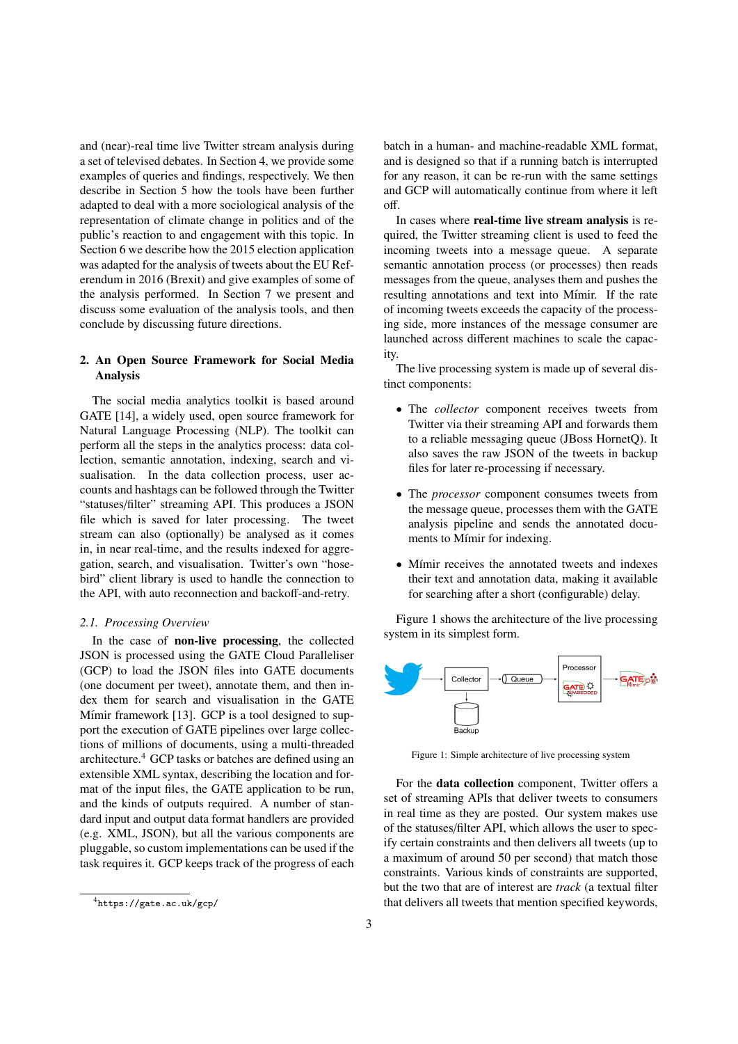and (near)-real time live Twitter stream analysis during a set of televised debates. In Section 4, we provide some examples of queries and findings, respectively. We then describe in Section 5 how the tools have been further adapted to deal with a more sociological analysis of the representation of climate change in politics and of the public's reaction to and engagement with this topic. In Section 6 we describe how the 2015 election application was adapted for the analysis of tweets about the EU Referendum in 2016 (Brexit) and give examples of some of the analysis performed. In Section 7 we present and discuss some evaluation of the analysis tools, and then conclude by discussing future directions.

## 2. An Open Source Framework for Social Media Analysis

The social media analytics toolkit is based around GATE [14], a widely used, open source framework for Natural Language Processing (NLP). The toolkit can perform all the steps in the analytics process: data collection, semantic annotation, indexing, search and visualisation. In the data collection process, user accounts and hashtags can be followed through the Twitter "statuses/filter" streaming API. This produces a JSON file which is saved for later processing. The tweet stream can also (optionally) be analysed as it comes in, in near real-time, and the results indexed for aggregation, search, and visualisation. Twitter's own "hosebird" client library is used to handle the connection to the API, with auto reconnection and backoff-and-retry.

### *2.1. Processing Overview*

In the case of **non-live processing**, the collected JSON is processed using the GATE Cloud Paralleliser (GCP) to load the JSON files into GATE documents (one document per tweet), annotate them, and then index them for search and visualisation in the GATE Mímir framework [13]. GCP is a tool designed to support the execution of GATE pipelines over large collections of millions of documents, using a multi-threaded architecture.[4] GCP tasks or batches are defined using an extensible XML syntax, describing the location and format of the input files, the GATE application to be run, and the kinds of outputs required. A number of standard input and output data format handlers are provided (e.g. XML, JSON), but all the various components are pluggable, so custom implementations can be used if the task requires it. GCP keeps track of the progress of each batch in a human- and machine-readable XML format, and is designed so that if a running batch is interrupted for any reason, it can be re-run with the same settings and GCP will automatically continue from where it left off.

In cases where **real-time live stream analysis** is required, the Twitter streaming client is used to feed the incoming tweets into a message queue. A separate semantic annotation process (or processes) then reads messages from the queue, analyses them and pushes the resulting annotations and text into Mímir. If the rate of incoming tweets exceeds the capacity of the processing side, more instances of the message consumer are launched across different machines to scale the capacity.

The live processing system is made up of several distinct components:

- The *collector* component receives tweets from Twitter via their streaming API and forwards them to a reliable messaging queue (JBoss HornetQ). It also saves the raw JSON of the tweets in backup files for later re-processing if necessary.
- The *processor* component consumes tweets from the message queue, processes them with the GATE analysis pipeline and sends the annotated documents to Mímir for indexing.
- Mímir receives the annotated tweets and indexes their text and annotation data, making it available for searching after a short (configurable) delay.

Figure 1 shows the architecture of the live processing system in its simplest form.

Collector
Queue
Processor
GATE EMBEDDED
GATE Mímir
Backup

Figure 1: Simple architecture of live processing system

For the **data collection** component, Twitter offers a set of streaming APIs that deliver tweets to consumers in real time as they are posted. Our system makes use of the statuses/filter API, which allows the user to specify certain constraints and then delivers all tweets (up to a maximum of around 50 per second) that match those constraints. Various kinds of constraints are supported, but the two that are of interest are *track* (a textual filter that delivers all tweets that mention specified keywords,

[4] https://gate.ac.uk/gcp/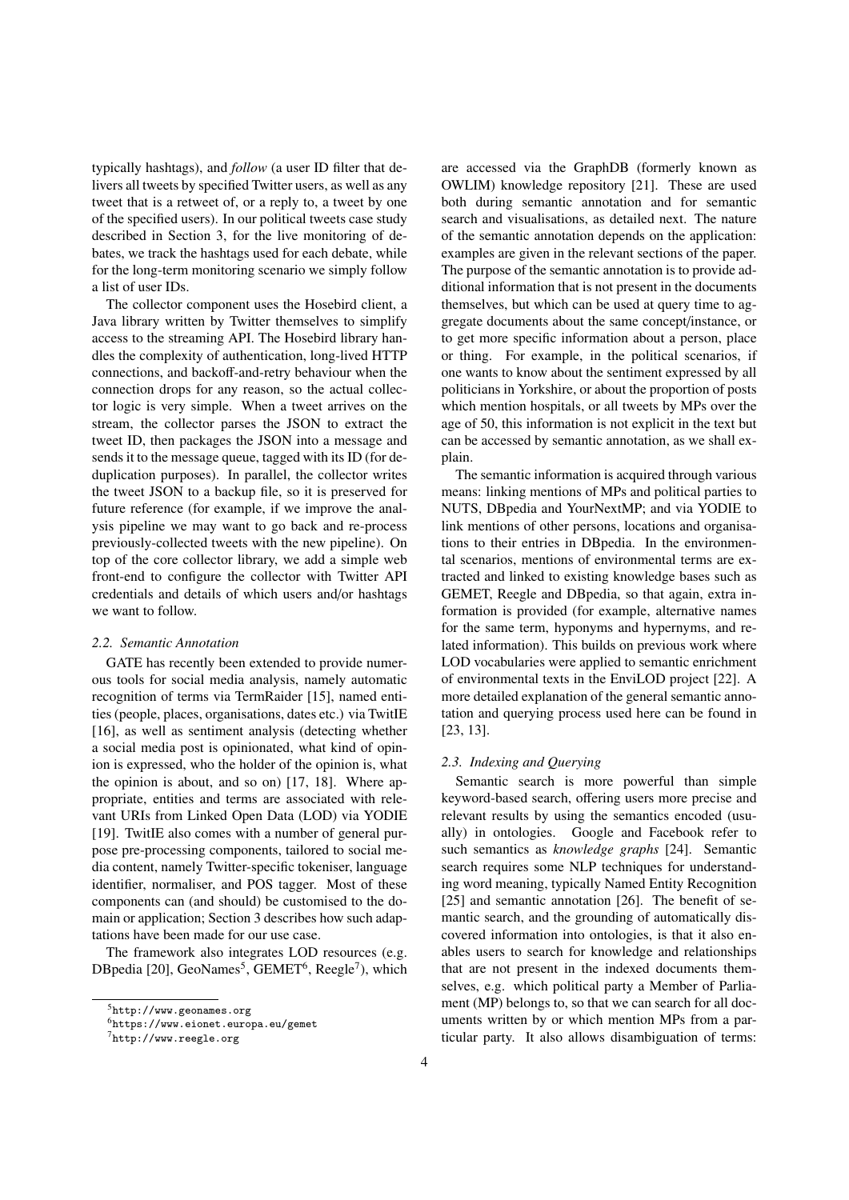typically hashtags), and *follow* (a user ID filter that delivers all tweets by specified Twitter users, as well as any tweet that is a retweet of, or a reply to, a tweet by one of the specified users). In our political tweets case study described in Section 3, for the live monitoring of debates, we track the hashtags used for each debate, while for the long-term monitoring scenario we simply follow a list of user IDs.

The collector component uses the Hosebird client, a Java library written by Twitter themselves to simplify access to the streaming API. The Hosebird library handles the complexity of authentication, long-lived HTTP connections, and backoff-and-retry behaviour when the connection drops for any reason, so the actual collector logic is very simple. When a tweet arrives on the stream, the collector parses the JSON to extract the tweet ID, then packages the JSON into a message and sends it to the message queue, tagged with its ID (for deduplication purposes). In parallel, the collector writes the tweet JSON to a backup file, so it is preserved for future reference (for example, if we improve the analysis pipeline we may want to go back and re-process previously-collected tweets with the new pipeline). On top of the core collector library, we add a simple web front-end to configure the collector with Twitter API credentials and details of which users and/or hashtags we want to follow.

### 2.2. Semantic Annotation

GATE has recently been extended to provide numerous tools for social media analysis, namely automatic recognition of terms via TermRaider [15], named entities (people, places, organisations, dates etc.) via TwitIE [16], as well as sentiment analysis (detecting whether a social media post is opinionated, what kind of opinion is expressed, who the holder of the opinion is, what the opinion is about, and so on) [17, 18]. Where appropriate, entities and terms are associated with relevant URIs from Linked Open Data (LOD) via YODIE [19]. TwitIE also comes with a number of general purpose pre-processing components, tailored to social media content, namely Twitter-specific tokeniser, language identifier, normaliser, and POS tagger. Most of these components can (and should) be customised to the domain or application; Section 3 describes how such adaptations have been made for our use case.

The framework also integrates LOD resources (e.g. DBpedia [20], GeoNames[5], GEMET[6], Reegle[7]), which are accessed via the GraphDB (formerly known as OWLIM) knowledge repository [21]. These are used both during semantic annotation and for semantic search and visualisations, as detailed next. The nature of the semantic annotation depends on the application: examples are given in the relevant sections of the paper. The purpose of the semantic annotation is to provide additional information that is not present in the documents themselves, but which can be used at query time to aggregate documents about the same concept/instance, or to get more specific information about a person, place or thing. For example, in the political scenarios, if one wants to know about the sentiment expressed by all politicians in Yorkshire, or about the proportion of posts which mention hospitals, or all tweets by MPs over the age of 50, this information is not explicit in the text but can be accessed by semantic annotation, as we shall explain.

The semantic information is acquired through various means: linking mentions of MPs and political parties to NUTS, DBpedia and YourNextMP; and via YODIE to link mentions of other persons, locations and organisations to their entries in DBpedia. In the environmental scenarios, mentions of environmental terms are extracted and linked to existing knowledge bases such as GEMET, Reegle and DBpedia, so that again, extra information is provided (for example, alternative names for the same term, hyponyms and hypernyms, and related information). This builds on previous work where LOD vocabularies were applied to semantic enrichment of environmental texts in the EnviLOD project [22]. A more detailed explanation of the general semantic annotation and querying process used here can be found in [23, 13].

### 2.3. Indexing and Querying

Semantic search is more powerful than simple keyword-based search, offering users more precise and relevant results by using the semantics encoded (usually) in ontologies. Google and Facebook refer to such semantics as *knowledge graphs* [24]. Semantic search requires some NLP techniques for understanding word meaning, typically Named Entity Recognition [25] and semantic annotation [26]. The benefit of semantic search, and the grounding of automatically discovered information into ontologies, is that it also enables users to search for knowledge and relationships that are not present in the indexed documents themselves, e.g. which political party a Member of Parliament (MP) belongs to, so that we can search for all documents written by or which mention MPs from a particular party. It also allows disambiguation of terms:

[5] http://www.geonames.org

[6] https://www.eionet.europa.eu/gemet

[7] http://www.reegle.org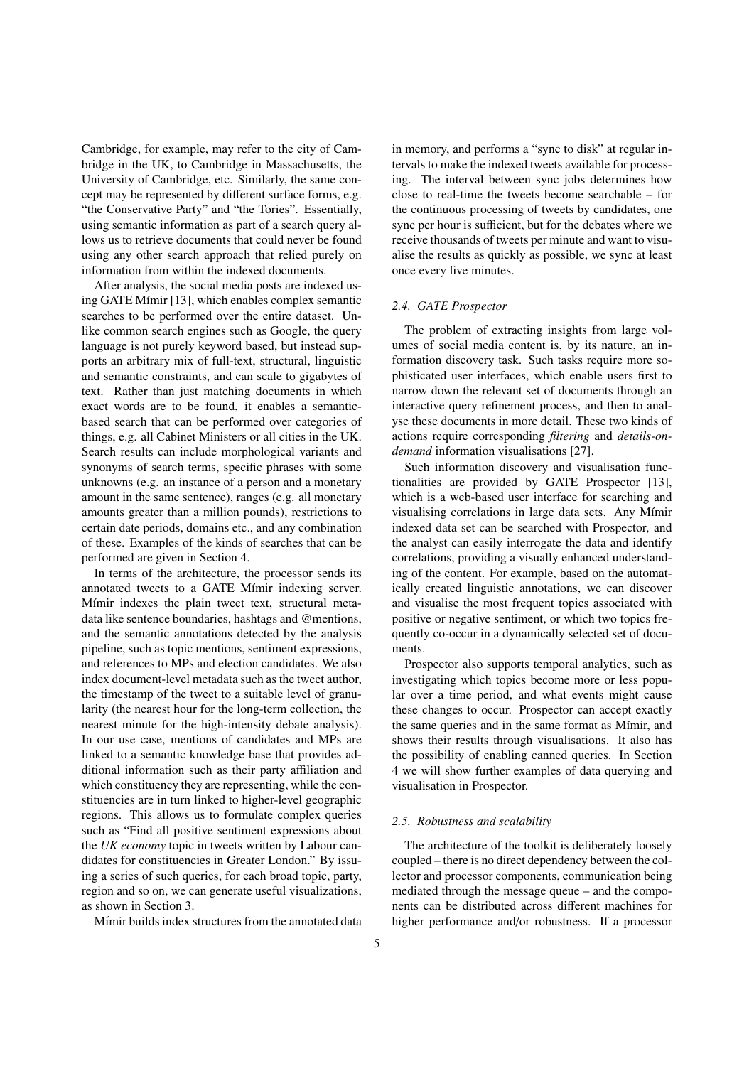Cambridge, for example, may refer to the city of Cambridge in the UK, to Cambridge in Massachusetts, the University of Cambridge, etc. Similarly, the same concept may be represented by different surface forms, e.g. "the Conservative Party" and "the Tories". Essentially, using semantic information as part of a search query allows us to retrieve documents that could never be found using any other search approach that relied purely on information from within the indexed documents.

After analysis, the social media posts are indexed using GATE Mímir [13], which enables complex semantic searches to be performed over the entire dataset. Unlike common search engines such as Google, the query language is not purely keyword based, but instead supports an arbitrary mix of full-text, structural, linguistic and semantic constraints, and can scale to gigabytes of text. Rather than just matching documents in which exact words are to be found, it enables a semantic-based search that can be performed over categories of things, e.g. all Cabinet Ministers or all cities in the UK. Search results can include morphological variants and synonyms of search terms, specific phrases with some unknowns (e.g. an instance of a person and a monetary amount in the same sentence), ranges (e.g. all monetary amounts greater than a million pounds), restrictions to certain date periods, domains etc., and any combination of these. Examples of the kinds of searches that can be performed are given in Section 4.

In terms of the architecture, the processor sends its annotated tweets to a GATE Mímir indexing server. Mímir indexes the plain tweet text, structural metadata like sentence boundaries, hashtags and @mentions, and the semantic annotations detected by the analysis pipeline, such as topic mentions, sentiment expressions, and references to MPs and election candidates. We also index document-level metadata such as the tweet author, the timestamp of the tweet to a suitable level of granularity (the nearest hour for the long-term collection, the nearest minute for the high-intensity debate analysis). In our use case, mentions of candidates and MPs are linked to a semantic knowledge base that provides additional information such as their party affiliation and which constituency they are representing, while the constituencies are in turn linked to higher-level geographic regions. This allows us to formulate complex queries such as "Find all positive sentiment expressions about the *UK economy* topic in tweets written by Labour candidates for constituencies in Greater London." By issuing a series of such queries, for each broad topic, party, region and so on, we can generate useful visualizations, as shown in Section 3.

Mímir builds index structures from the annotated data in memory, and performs a "sync to disk" at regular intervals to make the indexed tweets available for processing. The interval between sync jobs determines how close to real-time the tweets become searchable – for the continuous processing of tweets by candidates, one sync per hour is sufficient, but for the debates where we receive thousands of tweets per minute and want to visualise the results as quickly as possible, we sync at least once every five minutes.

### *2.4. GATE Prospector*

The problem of extracting insights from large volumes of social media content is, by its nature, an information discovery task. Such tasks require more sophisticated user interfaces, which enable users first to narrow down the relevant set of documents through an interactive query refinement process, and then to analyse these documents in more detail. These two kinds of actions require corresponding *filtering* and *details-on-demand* information visualisations [27].

Such information discovery and visualisation functionalities are provided by GATE Prospector [13], which is a web-based user interface for searching and visualising correlations in large data sets. Any Mímir indexed data set can be searched with Prospector, and the analyst can easily interrogate the data and identify correlations, providing a visually enhanced understanding of the content. For example, based on the automatically created linguistic annotations, we can discover and visualise the most frequent topics associated with positive or negative sentiment, or which two topics frequently co-occur in a dynamically selected set of documents.

Prospector also supports temporal analytics, such as investigating which topics become more or less popular over a time period, and what events might cause these changes to occur. Prospector can accept exactly the same queries and in the same format as Mímir, and shows their results through visualisations. It also has the possibility of enabling canned queries. In Section 4 we will show further examples of data querying and visualisation in Prospector.

### *2.5. Robustness and scalability*

The architecture of the toolkit is deliberately loosely coupled – there is no direct dependency between the collector and processor components, communication being mediated through the message queue – and the components can be distributed across different machines for higher performance and/or robustness. If a processor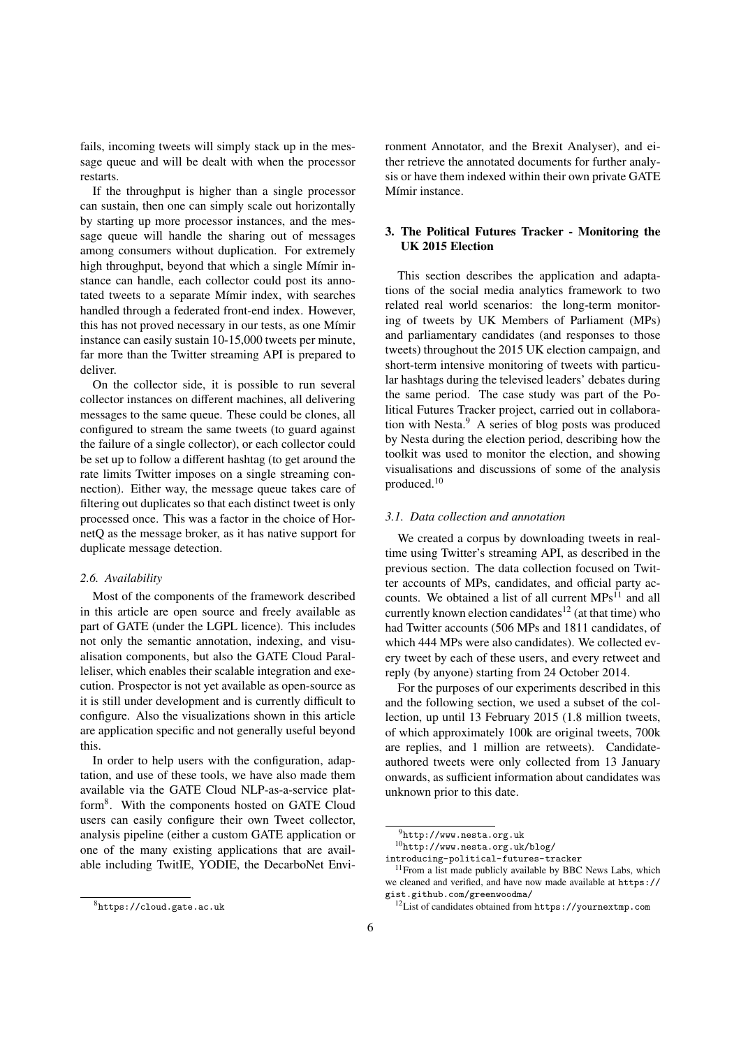fails, incoming tweets will simply stack up in the message queue and will be dealt with when the processor restarts.

If the throughput is higher than a single processor can sustain, then one can simply scale out horizontally by starting up more processor instances, and the message queue will handle the sharing out of messages among consumers without duplication. For extremely high throughput, beyond that which a single Mímir instance can handle, each collector could post its annotated tweets to a separate Mímir index, with searches handled through a federated front-end index. However, this has not proved necessary in our tests, as one Mímir instance can easily sustain 10-15,000 tweets per minute, far more than the Twitter streaming API is prepared to deliver.

On the collector side, it is possible to run several collector instances on different machines, all delivering messages to the same queue. These could be clones, all configured to stream the same tweets (to guard against the failure of a single collector), or each collector could be set up to follow a different hashtag (to get around the rate limits Twitter imposes on a single streaming connection). Either way, the message queue takes care of filtering out duplicates so that each distinct tweet is only processed once. This was a factor in the choice of HornetQ as the message broker, as it has native support for duplicate message detection.

### *2.6. Availability*

Most of the components of the framework described in this article are open source and freely available as part of GATE (under the LGPL licence). This includes not only the semantic annotation, indexing, and visualisation components, but also the GATE Cloud Paralleliser, which enables their scalable integration and execution. Prospector is not yet available as open-source as it is still under development and is currently difficult to configure. Also the visualizations shown in this article are application specific and not generally useful beyond this.

In order to help users with the configuration, adaptation, and use of these tools, we have also made them available via the GATE Cloud NLP-as-a-service platform[8]. With the components hosted on GATE Cloud users can easily configure their own Tweet collector, analysis pipeline (either a custom GATE application or one of the many existing applications that are available including TwitIE, YODIE, the DecarboNet Environment Annotator, and the Brexit Analyser), and either retrieve the annotated documents for further analysis or have them indexed within their own private GATE Mímir instance.

## 3. The Political Futures Tracker - Monitoring the UK 2015 Election

This section describes the application and adaptations of the social media analytics framework to two related real world scenarios: the long-term monitoring of tweets by UK Members of Parliament (MPs) and parliamentary candidates (and responses to those tweets) throughout the 2015 UK election campaign, and short-term intensive monitoring of tweets with particular hashtags during the televised leaders' debates during the same period. The case study was part of the Political Futures Tracker project, carried out in collaboration with Nesta.[9] A series of blog posts was produced by Nesta during the election period, describing how the toolkit was used to monitor the election, and showing visualisations and discussions of some of the analysis produced.[10]

### *3.1. Data collection and annotation*

We created a corpus by downloading tweets in real-time using Twitter's streaming API, as described in the previous section. The data collection focused on Twitter accounts of MPs, candidates, and official party accounts. We obtained a list of all current MPs[11] and all currently known election candidates[12] (at that time) who had Twitter accounts (506 MPs and 1811 candidates, of which 444 MPs were also candidates). We collected every tweet by each of these users, and every retweet and reply (by anyone) starting from 24 October 2014.

For the purposes of our experiments described in this and the following section, we used a subset of the collection, up until 13 February 2015 (1.8 million tweets, of which approximately 100k are original tweets, 700k are replies, and 1 million are retweets). Candidate-authored tweets were only collected from 13 January onwards, as sufficient information about candidates was unknown prior to this date.

---

[8] https://cloud.gate.ac.uk

[9] http://www.nesta.org.uk

[10] http://www.nesta.org.uk/blog/introducing-political-futures-tracker

[11] From a list made publicly available by BBC News Labs, which we cleaned and verified, and have now made available at https://gist.github.com/greenwoodma/

[12] List of candidates obtained from https://yournextmp.com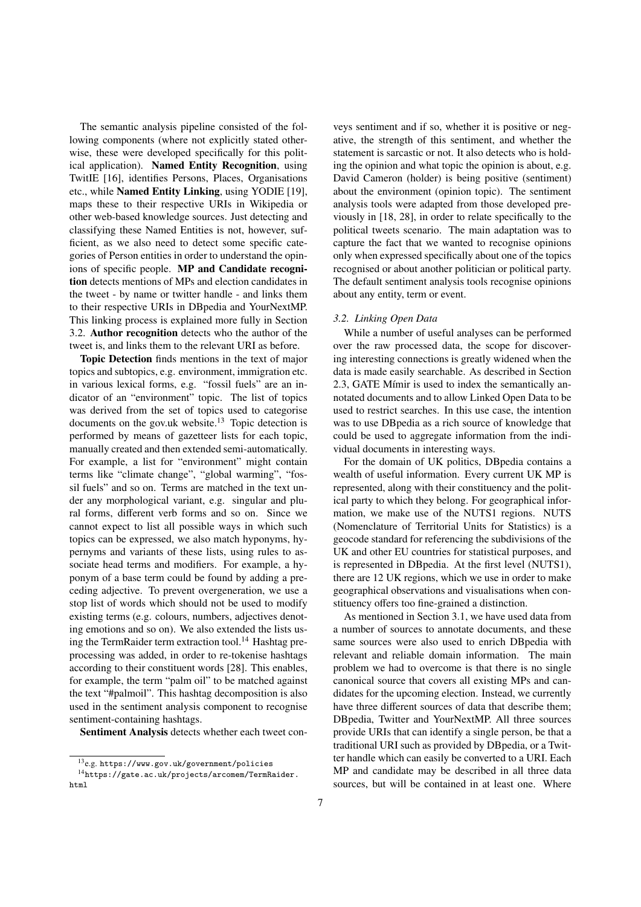The semantic analysis pipeline consisted of the following components (where not explicitly stated otherwise, these were developed specifically for this political application). **Named Entity Recognition**, using TwitIE [16], identifies Persons, Places, Organisations etc., while **Named Entity Linking**, using YODIE [19], maps these to their respective URIs in Wikipedia or other web-based knowledge sources. Just detecting and classifying these Named Entities is not, however, sufficient, as we also need to detect some specific categories of Person entities in order to understand the opinions of specific people. **MP and Candidate recognition** detects mentions of MPs and election candidates in the tweet - by name or twitter handle - and links them to their respective URIs in DBpedia and YourNextMP. This linking process is explained more fully in Section 3.2. **Author recognition** detects who the author of the tweet is, and links them to the relevant URI as before.

**Topic Detection** finds mentions in the text of major topics and subtopics, e.g. environment, immigration etc. in various lexical forms, e.g. "fossil fuels" are an indicator of an "environment" topic. The list of topics was derived from the set of topics used to categorise documents on the gov.uk website.[13] Topic detection is performed by means of gazetteer lists for each topic, manually created and then extended semi-automatically. For example, a list for "environment" might contain terms like "climate change", "global warming", "fossil fuels" and so on. Terms are matched in the text under any morphological variant, e.g. singular and plural forms, different verb forms and so on. Since we cannot expect to list all possible ways in which such topics can be expressed, we also match hyponyms, hypernyms and variants of these lists, using rules to associate head terms and modifiers. For example, a hyponym of a base term could be found by adding a preceding adjective. To prevent overgeneration, we use a stop list of words which should not be used to modify existing terms (e.g. colours, numbers, adjectives denoting emotions and so on). We also extended the lists using the TermRaider term extraction tool.[14] Hashtag preprocessing was added, in order to re-tokenise hashtags according to their constituent words [28]. This enables, for example, the term "palm oil" to be matched against the text "#palmoil". This hashtag decomposition is also used in the sentiment analysis component to recognise sentiment-containing hashtags.

**Sentiment Analysis** detects whether each tweet conveys sentiment and if so, whether it is positive or negative, the strength of this sentiment, and whether the statement is sarcastic or not. It also detects who is holding the opinion and what topic the opinion is about, e.g. David Cameron (holder) is being positive (sentiment) about the environment (opinion topic). The sentiment analysis tools were adapted from those developed previously in [18, 28], in order to relate specifically to the political tweets scenario. The main adaptation was to capture the fact that we wanted to recognise opinions only when expressed specifically about one of the topics recognised or about another politician or political party. The default sentiment analysis tools recognise opinions about any entity, term or event.

### *3.2. Linking Open Data*

While a number of useful analyses can be performed over the raw processed data, the scope for discovering interesting connections is greatly widened when the data is made easily searchable. As described in Section 2.3, GATE Mímir is used to index the semantically annotated documents and to allow Linked Open Data to be used to restrict searches. In this use case, the intention was to use DBpedia as a rich source of knowledge that could be used to aggregate information from the individual documents in interesting ways.

For the domain of UK politics, DBpedia contains a wealth of useful information. Every current UK MP is represented, along with their constituency and the political party to which they belong. For geographical information, we make use of the NUTS1 regions. NUTS (Nomenclature of Territorial Units for Statistics) is a geocode standard for referencing the subdivisions of the UK and other EU countries for statistical purposes, and is represented in DBpedia. At the first level (NUTS1), there are 12 UK regions, which we use in order to make geographical observations and visualisations when constituency offers too fine-grained a distinction.

As mentioned in Section 3.1, we have used data from a number of sources to annotate documents, and these same sources were also used to enrich DBpedia with relevant and reliable domain information. The main problem we had to overcome is that there is no single canonical source that covers all existing MPs and candidates for the upcoming election. Instead, we currently have three different sources of data that describe them; DBpedia, Twitter and YourNextMP. All three sources provide URIs that can identify a single person, be that a traditional URI such as provided by DBpedia, or a Twitter handle which can easily be converted to a URI. Each MP and candidate may be described in all three data sources, but will be contained in at least one. Where

[13] e.g. https://www.gov.uk/government/policies

[14] https://gate.ac.uk/projects/arcomem/TermRaider.html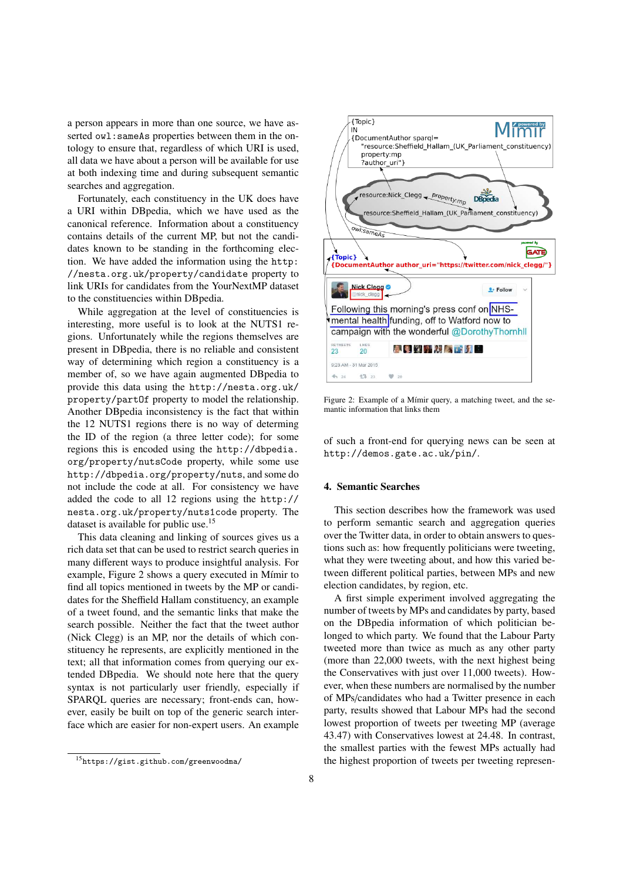a person appears in more than one source, we have asserted `owl:sameAs` properties between them in the ontology to ensure that, regardless of which URI is used, all data we have about a person will be available for use at both indexing time and during subsequent semantic searches and aggregation.

Fortunately, each constituency in the UK does have a URI within DBpedia, which we have used as the canonical reference. Information about a constituency contains details of the current MP, but not the candidates known to be standing in the forthcoming election. We have added the information using the `http://nesta.org.uk/property/candidate` property to link URIs for candidates from the YourNextMP dataset to the constituencies within DBpedia.

While aggregation at the level of constituencies is interesting, more useful is to look at the NUTS1 regions. Unfortunately while the regions themselves are present in DBpedia, there is no reliable and consistent way of determining which region a constituency is a member of, so we have again augmented DBpedia to provide this data using the `http://nesta.org.uk/property/partOf` property to model the relationship. Another DBpedia inconsistency is the fact that within the 12 NUTS1 regions there is no way of determing the ID of the region (a three letter code); for some regions this is encoded using the `http://dbpedia.org/property/nutsCode` property, while some use `http://dbpedia.org/property/nuts`, and some do not include the code at all. For consistency we have added the code to all 12 regions using the `http://nesta.org.uk/property/nuts1code` property. The dataset is available for public use.[15]

This data cleaning and linking of sources gives us a rich data set that can be used to restrict search queries in many different ways to produce insightful analysis. For example, Figure 2 shows a query executed in Mímir to find all topics mentioned in tweets by the MP or candidates for the Sheffield Hallam constituency, an example of a tweet found, and the semantic links that make the search possible. Neither the fact that the tweet author (Nick Clegg) is an MP, nor the details of which constituency he represents, are explicitly mentioned in the text; all that information comes from querying our extended DBpedia. We should note here that the query syntax is not particularly user friendly, especially if SPARQL queries are necessary; front-ends can, however, easily be built on top of the generic search interface which are easier for non-expert users. An example of such a front-end for querying news can be seen at `http://demos.gate.ac.uk/pin/`.

[15] https://gist.github.com/greenwoodma/

Figure 2: Example of a Mímir query, a matching tweet, and the semantic information that links them

## 4. Semantic Searches

This section describes how the framework was used to perform semantic search and aggregation queries over the Twitter data, in order to obtain answers to questions such as: how frequently politicians were tweeting, what they were tweeting about, and how this varied between different political parties, between MPs and new election candidates, by region, etc.

A first simple experiment involved aggregating the number of tweets by MPs and candidates by party, based on the DBpedia information of which politician belonged to which party. We found that the Labour Party tweeted more than twice as much as any other party (more than 22,000 tweets, with the next highest being the Conservatives with just over 11,000 tweets). However, when these numbers are normalised by the number of MPs/candidates who had a Twitter presence in each party, results showed that Labour MPs had the second lowest proportion of tweets per tweeting MP (average 43.47) with Conservatives lowest at 24.48. In contrast, the smallest parties with the fewest MPs actually had the highest proportion of tweets per tweeting represen-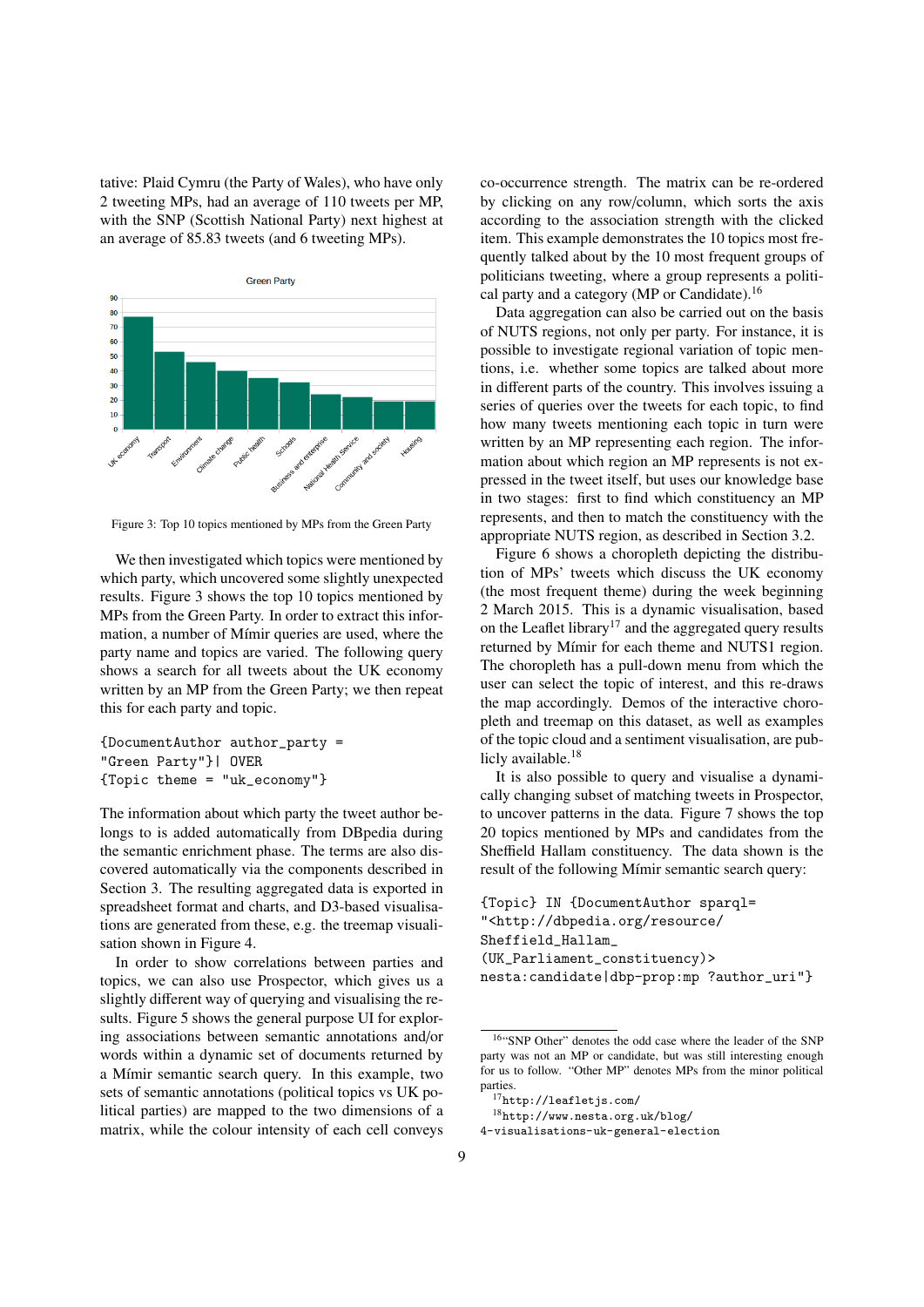tative: Plaid Cymru (the Party of Wales), who have only 2 tweeting MPs, had an average of 110 tweets per MP, with the SNP (Scottish National Party) next highest at an average of 85.83 tweets (and 6 tweeting MPs).

Figure 3: Top 10 topics mentioned by MPs from the Green Party

We then investigated which topics were mentioned by which party, which uncovered some slightly unexpected results. Figure 3 shows the top 10 topics mentioned by MPs from the Green Party. In order to extract this information, a number of Mímir queries are used, where the party name and topics are varied. The following query shows a search for all tweets about the UK economy written by an MP from the Green Party; we then repeat this for each party and topic.

```
{DocumentAuthor author_party =
"Green Party"}| OVER
{Topic theme = "uk_economy"}
```

The information about which party the tweet author belongs to is added automatically from DBpedia during the semantic enrichment phase. The terms are also discovered automatically via the components described in Section 3. The resulting aggregated data is exported in spreadsheet format and charts, and D3-based visualisations are generated from these, e.g. the treemap visualisation shown in Figure 4.

In order to show correlations between parties and topics, we can also use Prospector, which gives us a slightly different way of querying and visualising the results. Figure 5 shows the general purpose UI for exploring associations between semantic annotations and/or words within a dynamic set of documents returned by a Mímir semantic search query. In this example, two sets of semantic annotations (political topics vs UK political parties) are mapped to the two dimensions of a matrix, while the colour intensity of each cell conveys co-occurrence strength. The matrix can be re-ordered by clicking on any row/column, which sorts the axis according to the association strength with the clicked item. This example demonstrates the 10 topics most frequently talked about by the 10 most frequent groups of politicians tweeting, where a group represents a political party and a category (MP or Candidate).[16]

Data aggregation can also be carried out on the basis of NUTS regions, not only per party. For instance, it is possible to investigate regional variation of topic mentions, i.e. whether some topics are talked about more in different parts of the country. This involves issuing a series of queries over the tweets for each topic, to find how many tweets mentioning each topic in turn were written by an MP representing each region. The information about which region an MP represents is not expressed in the tweet itself, but uses our knowledge base in two stages: first to find which constituency an MP represents, and then to match the constituency with the appropriate NUTS region, as described in Section 3.2.

Figure 6 shows a choropleth depicting the distribution of MPs' tweets which discuss the UK economy (the most frequent theme) during the week beginning 2 March 2015. This is a dynamic visualisation, based on the Leaflet library[17] and the aggregated query results returned by Mímir for each theme and NUTS1 region. The choropleth has a pull-down menu from which the user can select the topic of interest, and this re-draws the map accordingly. Demos of the interactive choropleth and treemap on this dataset, as well as examples of the topic cloud and a sentiment visualisation, are publicly available.[18]

It is also possible to query and visualise a dynamically changing subset of matching tweets in Prospector, to uncover patterns in the data. Figure 7 shows the top 20 topics mentioned by MPs and candidates from the Sheffield Hallam constituency. The data shown is the result of the following Mímir semantic search query:

```
{Topic} IN {DocumentAuthor sparql=
"<http://dbpedia.org/resource/
Sheffield_Hallam_
(UK_Parliament_constituency)>
nesta:candidate|dbp-prop:mp ?author_uri"}
```

[16] "SNP Other" denotes the odd case where the leader of the SNP party was not an MP or candidate, but was still interesting enough for us to follow. "Other MP" denotes MPs from the minor political parties.

[17] http://leafletjs.com/

[18] http://www.nesta.org.uk/blog/4-visualisations-uk-general-election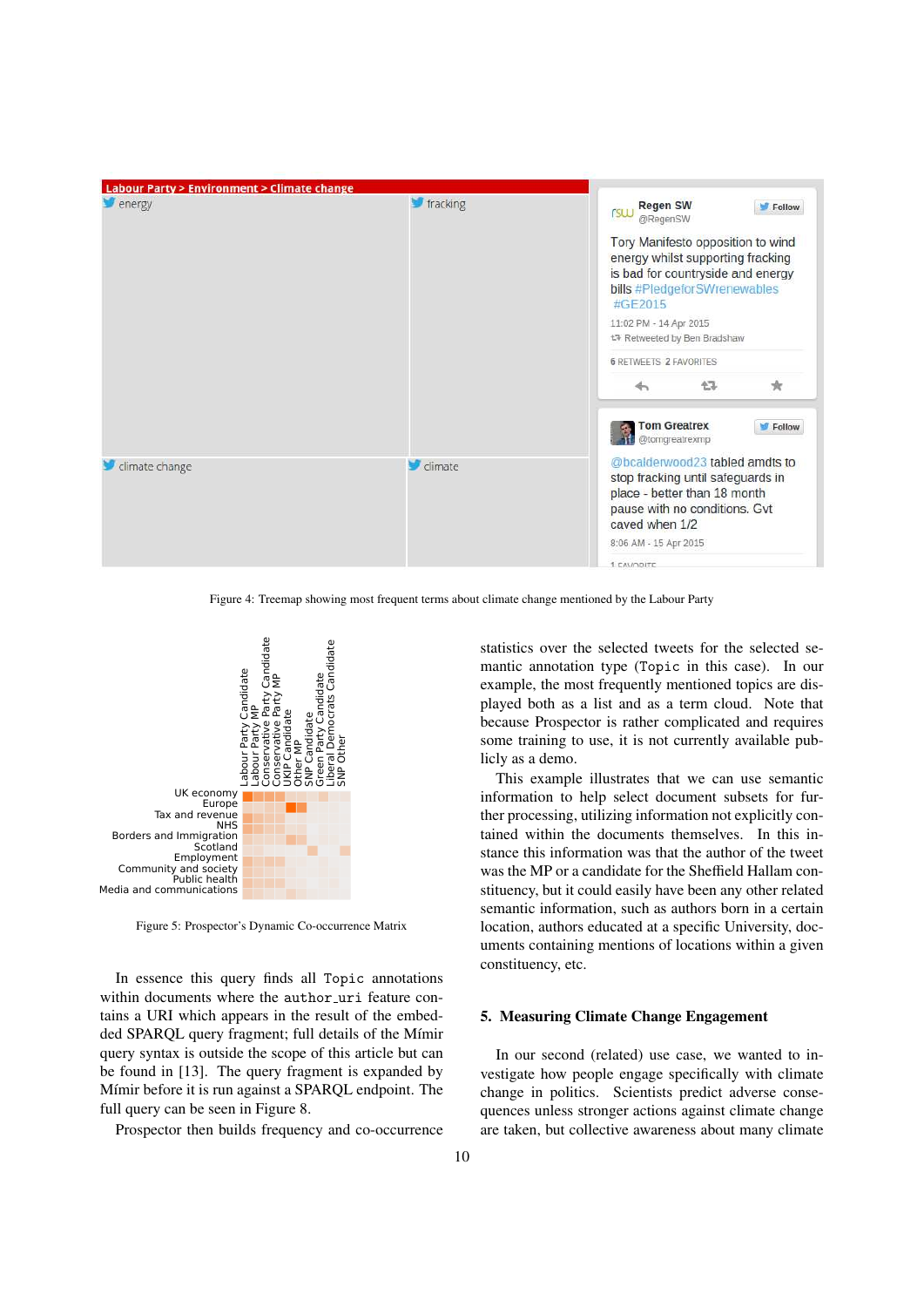Figure 4: Treemap showing most frequent terms about climate change mentioned by the Labour Party

Figure 5: Prospector's Dynamic Co-occurrence Matrix

In essence this query finds all `Topic` annotations within documents where the `author_uri` feature contains a URI which appears in the result of the embedded SPARQL query fragment; full details of the Mímir query syntax is outside the scope of this article but can be found in [13]. The query fragment is expanded by Mímir before it is run against a SPARQL endpoint. The full query can be seen in Figure 8.

Prospector then builds frequency and co-occurrence statistics over the selected tweets for the selected semantic annotation type (`Topic` in this case). In our example, the most frequently mentioned topics are displayed both as a list and as a term cloud. Note that because Prospector is rather complicated and requires some training to use, it is not currently available publicly as a demo.

This example illustrates that we can use semantic information to help select document subsets for further processing, utilizing information not explicitly contained within the documents themselves. In this instance this information was that the author of the tweet was the MP or a candidate for the Sheffield Hallam constituency, but it could easily have been any other related semantic information, such as authors born in a certain location, authors educated at a specific University, documents containing mentions of locations within a given constituency, etc.

## 5. Measuring Climate Change Engagement

In our second (related) use case, we wanted to investigate how people engage specifically with climate change in politics. Scientists predict adverse consequences unless stronger actions against climate change are taken, but collective awareness about many climate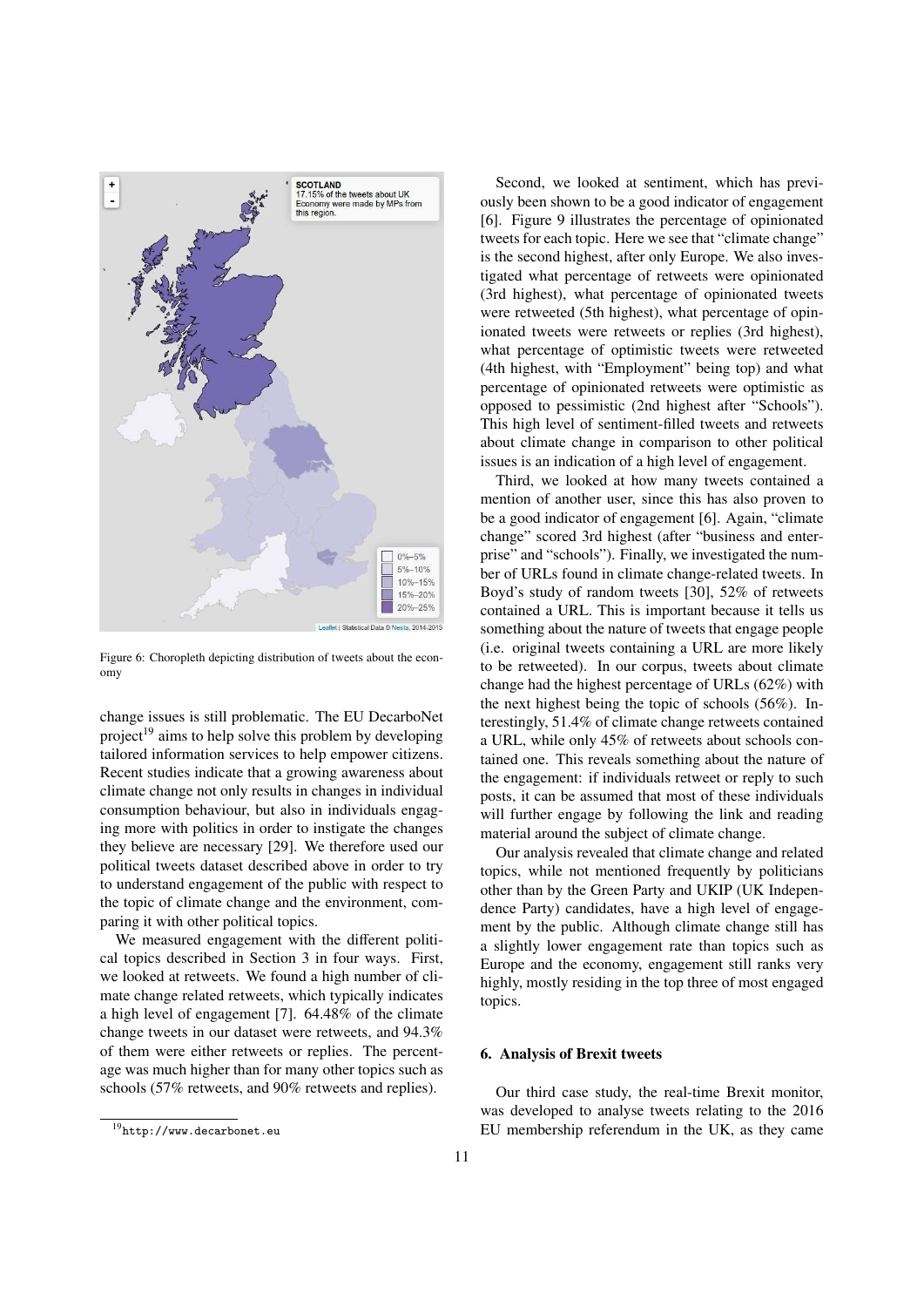Figure 6: Choropleth depicting distribution of tweets about the economy

change issues is still problematic. The EU DecarboNet project[19] aims to help solve this problem by developing tailored information services to help empower citizens. Recent studies indicate that a growing awareness about climate change not only results in changes in individual consumption behaviour, but also in individuals engaging more with politics in order to instigate the changes they believe are necessary [29]. We therefore used our political tweets dataset described above in order to try to understand engagement of the public with respect to the topic of climate change and the environment, comparing it with other political topics.

We measured engagement with the different political topics described in Section 3 in four ways. First, we looked at retweets. We found a high number of climate change related retweets, which typically indicates a high level of engagement [7]. 64.48% of the climate change tweets in our dataset were retweets, and 94.3% of them were either retweets or replies. The percentage was much higher than for many other topics such as schools (57% retweets, and 90% retweets and replies).

Second, we looked at sentiment, which has previously been shown to be a good indicator of engagement [6]. Figure 9 illustrates the percentage of opinionated tweets for each topic. Here we see that "climate change" is the second highest, after only Europe. We also investigated what percentage of retweets were opinionated (3rd highest), what percentage of opinionated tweets were retweeted (5th highest), what percentage of opinionated tweets were retweets or replies (3rd highest), what percentage of optimistic tweets were retweeted (4th highest, with "Employment" being top) and what percentage of opinionated retweets were optimistic as opposed to pessimistic (2nd highest after "Schools"). This high level of sentiment-filled tweets and retweets about climate change in comparison to other political issues is an indication of a high level of engagement.

Third, we looked at how many tweets contained a mention of another user, since this has also proven to be a good indicator of engagement [6]. Again, "climate change" scored 3rd highest (after "business and enterprise" and "schools"). Finally, we investigated the number of URLs found in climate change-related tweets. In Boyd's study of random tweets [30], 52% of retweets contained a URL. This is important because it tells us something about the nature of tweets that engage people (i.e. original tweets containing a URL are more likely to be retweeted). In our corpus, tweets about climate change had the highest percentage of URLs (62%) with the next highest being the topic of schools (56%). Interestingly, 51.4% of climate change retweets contained a URL, while only 45% of retweets about schools contained one. This reveals something about the nature of the engagement: if individuals retweet or reply to such posts, it can be assumed that most of these individuals will further engage by following the link and reading material around the subject of climate change.

Our analysis revealed that climate change and related topics, while not mentioned frequently by politicians other than by the Green Party and UKIP (UK Independence Party) candidates, have a high level of engagement by the public. Although climate change still has a slightly lower engagement rate than topics such as Europe and the economy, engagement still ranks very highly, mostly residing in the top three of most engaged topics.

## 6. Analysis of Brexit tweets

Our third case study, the real-time Brexit monitor, was developed to analyse tweets relating to the 2016 EU membership referendum in the UK, as they came

[19] http://www.decarbonet.eu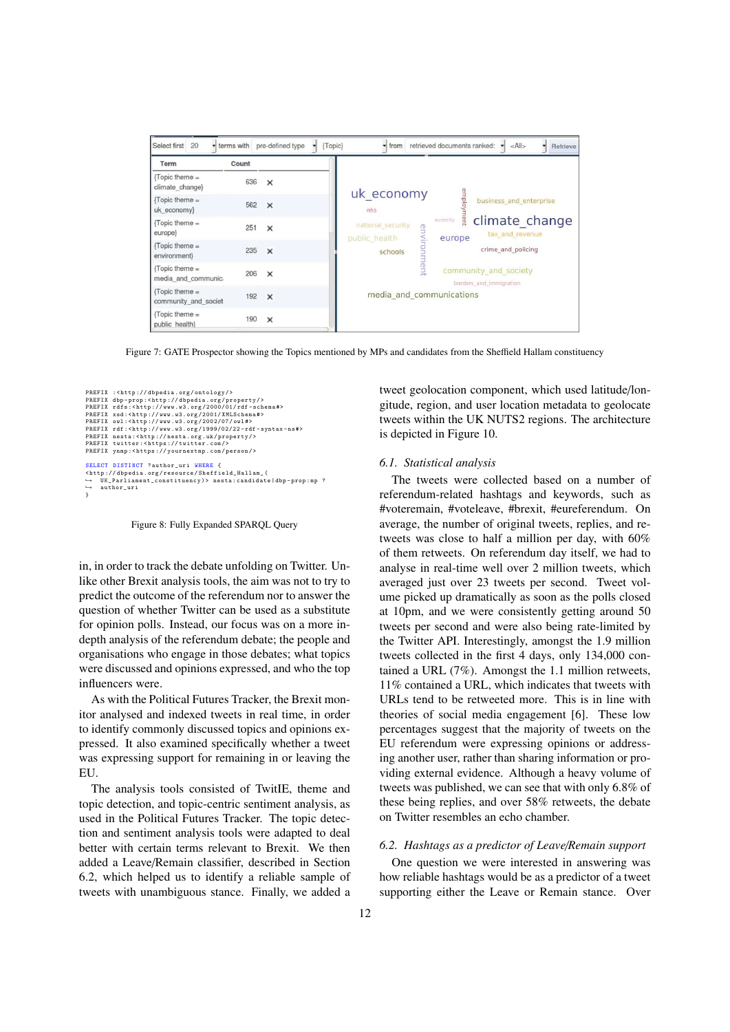Figure 7: GATE Prospector showing the Topics mentioned by MPs and candidates from the Sheffield Hallam constituency

```
PREFIX :<http://dbpedia.org/ontology/>
PREFIX dbp-prop:<http://dbpedia.org/property/>
PREFIX rdfs:<http://www.w3.org/2000/01/rdf-schema#>
PREFIX xsd:<http://www.w3.org/2001/XMLSchema#>
PREFIX owl:<http://www.w3.org/2002/07/owl#>
PREFIX rdf:<http://www.w3.org/1999/02/22-rdf-syntax-ns#>
PREFIX nesta:<http://nesta.org.uk/property/>
PREFIX twitter:<https://twitter.com/>
PREFIX ynmp:<https://yournextmp.com/person/>

SELECT DISTINCT ?author_uri WHERE {
<http://dbpedia.org/resource/Sheffield_Hallam_(
↪  UK_Parliament_constituency)> nesta:candidate|dbp-prop:mp ?
↪  author_uri
}
```

Figure 8: Fully Expanded SPARQL Query

in, in order to track the debate unfolding on Twitter. Unlike other Brexit analysis tools, the aim was not to try to predict the outcome of the referendum nor to answer the question of whether Twitter can be used as a substitute for opinion polls. Instead, our focus was on a more in-depth analysis of the referendum debate; the people and organisations who engage in those debates; what topics were discussed and opinions expressed, and who the top influencers were.

As with the Political Futures Tracker, the Brexit monitor analysed and indexed tweets in real time, in order to identify commonly discussed topics and opinions expressed. It also examined specifically whether a tweet was expressing support for remaining in or leaving the EU.

The analysis tools consisted of TwitIE, theme and topic detection, and topic-centric sentiment analysis, as used in the Political Futures Tracker. The topic detection and sentiment analysis tools were adapted to deal better with certain terms relevant to Brexit. We then added a Leave/Remain classifier, described in Section 6.2, which helped us to identify a reliable sample of tweets with unambiguous stance. Finally, we added a tweet geolocation component, which used latitude/longitude, region, and user location metadata to geolocate tweets within the UK NUTS2 regions. The architecture is depicted in Figure 10.

### 6.1. Statistical analysis

The tweets were collected based on a number of referendum-related hashtags and keywords, such as #voteremain, #voteleave, #brexit, #eureferendum. On average, the number of original tweets, replies, and re-tweets was close to half a million per day, with 60% of them retweets. On referendum day itself, we had to analyse in real-time well over 2 million tweets, which averaged just over 23 tweets per second. Tweet volume picked up dramatically as soon as the polls closed at 10pm, and we were consistently getting around 50 tweets per second and were also being rate-limited by the Twitter API. Interestingly, amongst the 1.9 million tweets collected in the first 4 days, only 134,000 contained a URL (7%). Amongst the 1.1 million retweets, 11% contained a URL, which indicates that tweets with URLs tend to be retweeted more. This is in line with theories of social media engagement [6]. These low percentages suggest that the majority of tweets on the EU referendum were expressing opinions or addressing another user, rather than sharing information or providing external evidence. Although a heavy volume of tweets was published, we can see that with only 6.8% of these being replies, and over 58% retweets, the debate on Twitter resembles an echo chamber.

### 6.2. Hashtags as a predictor of Leave/Remain support

One question we were interested in answering was how reliable hashtags would be as a predictor of a tweet supporting either the Leave or Remain stance. Over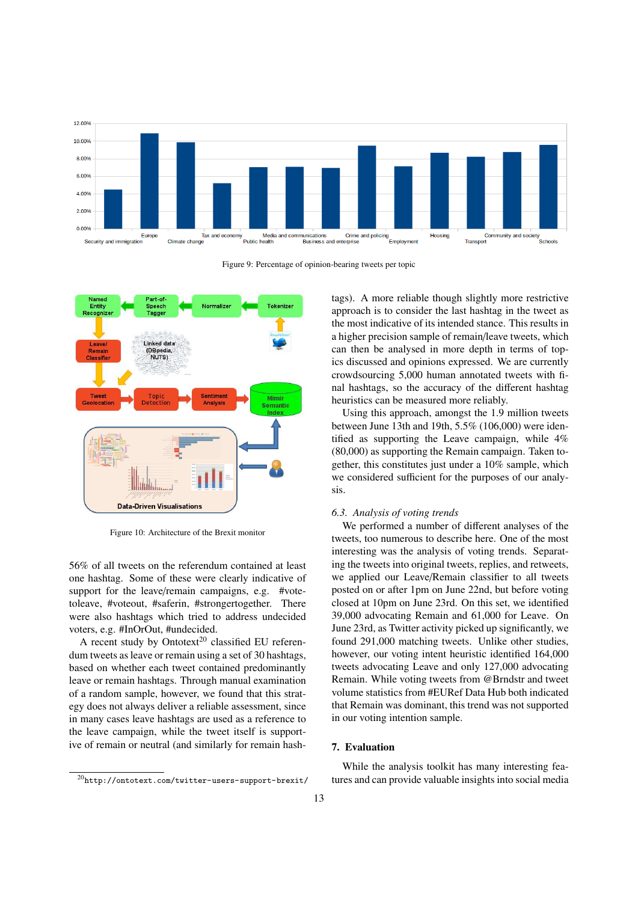Figure 9: Percentage of opinion-bearing tweets per topic

Figure 10: Architecture of the Brexit monitor

56% of all tweets on the referendum contained at least one hashtag. Some of these were clearly indicative of support for the leave/remain campaigns, e.g. #votetoleave, #voteout, #saferin, #strongertogether. There were also hashtags which tried to address undecided voters, e.g. #InOrOut, #undecided.

A recent study by Ontotext[20] classified EU referendum tweets as leave or remain using a set of 30 hashtags, based on whether each tweet contained predominantly leave or remain hashtags. Through manual examination of a random sample, however, we found that this strategy does not always deliver a reliable assessment, since in many cases leave hashtags are used as a reference to the leave campaign, while the tweet itself is supportive of remain or neutral (and similarly for remain hashtags). A more reliable though slightly more restrictive approach is to consider the last hashtag in the tweet as the most indicative of its intended stance. This results in a higher precision sample of remain/leave tweets, which can then be analysed in more depth in terms of topics discussed and opinions expressed. We are currently crowdsourcing 5,000 human annotated tweets with final hashtags, so the accuracy of the different hashtag heuristics can be measured more reliably.

Using this approach, amongst the 1.9 million tweets between June 13th and 19th, 5.5% (106,000) were identified as supporting the Leave campaign, while 4% (80,000) as supporting the Remain campaign. Taken together, this constitutes just under a 10% sample, which we considered sufficient for the purposes of our analysis.

### 6.3. Analysis of voting trends

We performed a number of different analyses of the tweets, too numerous to describe here. One of the most interesting was the analysis of voting trends. Separating the tweets into original tweets, replies, and retweets, we applied our Leave/Remain classifier to all tweets posted on or after 1pm on June 22nd, but before voting closed at 10pm on June 23rd. On this set, we identified 39,000 advocating Remain and 61,000 for Leave. On June 23rd, as Twitter activity picked up significantly, we found 291,000 matching tweets. Unlike other studies, however, our voting intent heuristic identified 164,000 tweets advocating Leave and only 127,000 advocating Remain. While voting tweets from @Brndstr and tweet volume statistics from #EURef Data Hub both indicated that Remain was dominant, this trend was not supported in our voting intention sample.

## 7. Evaluation

While the analysis toolkit has many interesting features and can provide valuable insights into social media

[20] http://ontotext.com/twitter-users-support-brexit/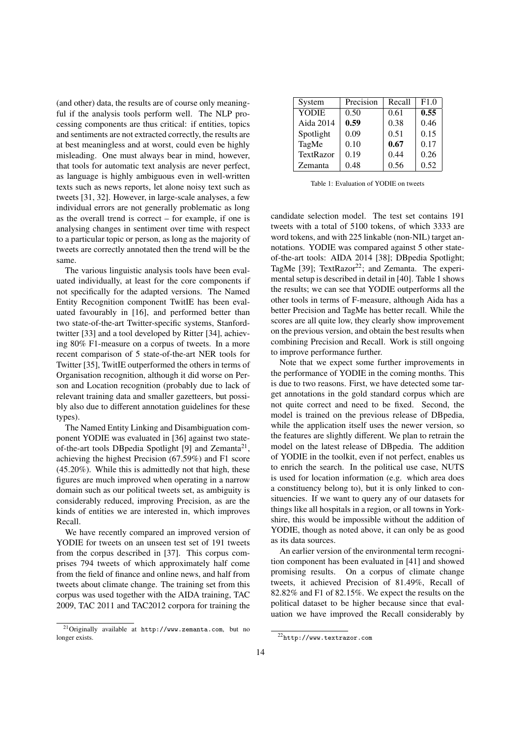(and other) data, the results are of course only meaningful if the analysis tools perform well. The NLP processing components are thus critical: if entities, topics and sentiments are not extracted correctly, the results are at best meaningless and at worst, could even be highly misleading. One must always bear in mind, however, that tools for automatic text analysis are never perfect, as language is highly ambiguous even in well-written texts such as news reports, let alone noisy text such as tweets [31, 32]. However, in large-scale analyses, a few individual errors are not generally problematic as long as the overall trend is correct – for example, if one is analysing changes in sentiment over time with respect to a particular topic or person, as long as the majority of tweets are correctly annotated then the trend will be the same.

The various linguistic analysis tools have been evaluated individually, at least for the core components if not specifically for the adapted versions. The Named Entity Recognition component TwitIE has been evaluated favourably in [16], and performed better than two state-of-the-art Twitter-specific systems, Stanford-twitter [33] and a tool developed by Ritter [34], achieving 80% F1-measure on a corpus of tweets. In a more recent comparison of 5 state-of-the-art NER tools for Twitter [35], TwitIE outperformed the others in terms of Organisation recognition, although it did worse on Person and Location recognition (probably due to lack of relevant training data and smaller gazetteers, but possibly also due to different annotation guidelines for these types).

The Named Entity Linking and Disambiguation component YODIE was evaluated in [36] against two state-of-the-art tools DBpedia Spotlight [9] and Zemanta[21], achieving the highest Precision (67.59%) and F1 score (45.20%). While this is admittedly not that high, these figures are much improved when operating in a narrow domain such as our political tweets set, as ambiguity is considerably reduced, improving Precision, as are the kinds of entities we are interested in, which improves Recall.

We have recently compared an improved version of YODIE for tweets on an unseen test set of 191 tweets from the corpus described in [37]. This corpus comprises 794 tweets of which approximately half come from the field of finance and online news, and half from tweets about climate change. The training set from this corpus was used together with the AIDA training, TAC 2009, TAC 2011 and TAC2012 corpora for training the candidate selection model. The test set contains 191 tweets with a total of 5100 tokens, of which 3333 are word tokens, and with 225 linkable (non-NIL) target annotations. YODIE was compared against 5 other state-of-the-art tools: AIDA 2014 [38]; DBpedia Spotlight; TagMe [39]; TextRazor[22]; and Zemanta. The experimental setup is described in detail in [40]. Table 1 shows the results; we can see that YODIE outperforms all the other tools in terms of F-measure, although Aida has a better Precision and TagMe has better recall. While the scores are all quite low, they clearly show improvement on the previous version, and obtain the best results when combining Precision and Recall. Work is still ongoing to improve performance further.

| System | Precision | Recall | F1.0 |
|---|---|---|---|
| YODIE | 0.50 | 0.61 | **0.55** |
| Aida 2014 | **0.59** | 0.38 | 0.46 |
| Spotlight | 0.09 | 0.51 | 0.15 |
| TagMe | 0.10 | **0.67** | 0.17 |
| TextRazor | 0.19 | 0.44 | 0.26 |
| Zemanta | 0.48 | 0.56 | 0.52 |

Table 1: Evaluation of YODIE on tweets

Note that we expect some further improvements in the performance of YODIE in the coming months. This is due to two reasons. First, we have detected some target annotations in the gold standard corpus which are not quite correct and need to be fixed. Second, the model is trained on the previous release of DBpedia, while the application itself uses the newer version, so the features are slightly different. We plan to retrain the model on the latest release of DBpedia. The addition of YODIE in the toolkit, even if not perfect, enables us to enrich the search. In the political use case, NUTS is used for location information (e.g. which area does a constituency belong to), but it is only linked to constituencies. If we want to query any of our datasets for things like all hospitals in a region, or all towns in Yorkshire, this would be impossible without the addition of YODIE, though as noted above, it can only be as good as its data sources.

An earlier version of the environmental term recognition component has been evaluated in [41] and showed promising results. On a corpus of climate change tweets, it achieved Precision of 81.49%, Recall of 82.82% and F1 of 82.15%. We expect the results on the political dataset to be higher because since that evaluation we have improved the Recall considerably by

[21] Originally available at http://www.zemanta.com, but no longer exists.

[22] http://www.textrazor.com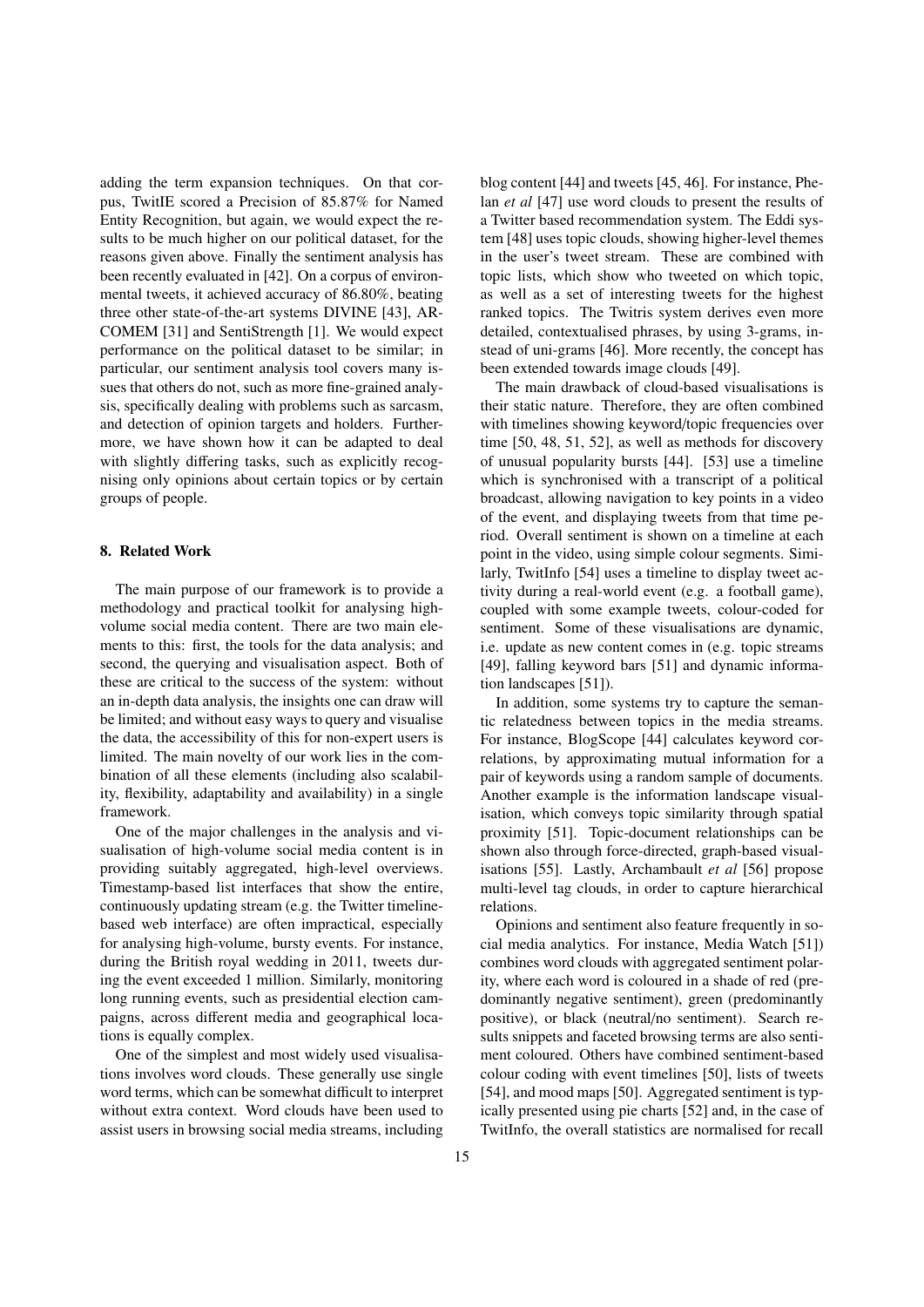adding the term expansion techniques. On that corpus, TwitIE scored a Precision of 85.87% for Named Entity Recognition, but again, we would expect the results to be much higher on our political dataset, for the reasons given above. Finally the sentiment analysis has been recently evaluated in [42]. On a corpus of environmental tweets, it achieved accuracy of 86.80%, beating three other state-of-the-art systems DIVINE [43], ARCOMEM [31] and SentiStrength [1]. We would expect performance on the political dataset to be similar; in particular, our sentiment analysis tool covers many issues that others do not, such as more fine-grained analysis, specifically dealing with problems such as sarcasm, and detection of opinion targets and holders. Furthermore, we have shown how it can be adapted to deal with slightly differing tasks, such as explicitly recognising only opinions about certain topics or by certain groups of people.

## 8. Related Work

The main purpose of our framework is to provide a methodology and practical toolkit for analysing high-volume social media content. There are two main elements to this: first, the tools for the data analysis; and second, the querying and visualisation aspect. Both of these are critical to the success of the system: without an in-depth data analysis, the insights one can draw will be limited; and without easy ways to query and visualise the data, the accessibility of this for non-expert users is limited. The main novelty of our work lies in the combination of all these elements (including also scalability, flexibility, adaptability and availability) in a single framework.

One of the major challenges in the analysis and visualisation of high-volume social media content is in providing suitably aggregated, high-level overviews. Timestamp-based list interfaces that show the entire, continuously updating stream (e.g. the Twitter timeline-based web interface) are often impractical, especially for analysing high-volume, bursty events. For instance, during the British royal wedding in 2011, tweets during the event exceeded 1 million. Similarly, monitoring long running events, such as presidential election campaigns, across different media and geographical locations is equally complex.

One of the simplest and most widely used visualisations involves word clouds. These generally use single word terms, which can be somewhat difficult to interpret without extra context. Word clouds have been used to assist users in browsing social media streams, including blog content [44] and tweets [45, 46]. For instance, Phelan *et al* [47] use word clouds to present the results of a Twitter based recommendation system. The Eddi system [48] uses topic clouds, showing higher-level themes in the user's tweet stream. These are combined with topic lists, which show who tweeted on which topic, as well as a set of interesting tweets for the highest ranked topics. The Twitris system derives even more detailed, contextualised phrases, by using 3-grams, instead of uni-grams [46]. More recently, the concept has been extended towards image clouds [49].

The main drawback of cloud-based visualisations is their static nature. Therefore, they are often combined with timelines showing keyword/topic frequencies over time [50, 48, 51, 52], as well as methods for discovery of unusual popularity bursts [44]. [53] use a timeline which is synchronised with a transcript of a political broadcast, allowing navigation to key points in a video of the event, and displaying tweets from that time period. Overall sentiment is shown on a timeline at each point in the video, using simple colour segments. Similarly, TwitInfo [54] uses a timeline to display tweet activity during a real-world event (e.g. a football game), coupled with some example tweets, colour-coded for sentiment. Some of these visualisations are dynamic, i.e. update as new content comes in (e.g. topic streams [49], falling keyword bars [51] and dynamic information landscapes [51]).

In addition, some systems try to capture the semantic relatedness between topics in the media streams. For instance, BlogScope [44] calculates keyword correlations, by approximating mutual information for a pair of keywords using a random sample of documents. Another example is the information landscape visualisation, which conveys topic similarity through spatial proximity [51]. Topic-document relationships can be shown also through force-directed, graph-based visualisations [55]. Lastly, Archambault *et al* [56] propose multi-level tag clouds, in order to capture hierarchical relations.

Opinions and sentiment also feature frequently in social media analytics. For instance, Media Watch [51]) combines word clouds with aggregated sentiment polarity, where each word is coloured in a shade of red (predominantly negative sentiment), green (predominantly positive), or black (neutral/no sentiment). Search results snippets and faceted browsing terms are also sentiment coloured. Others have combined sentiment-based colour coding with event timelines [50], lists of tweets [54], and mood maps [50]. Aggregated sentiment is typically presented using pie charts [52] and, in the case of TwitInfo, the overall statistics are normalised for recall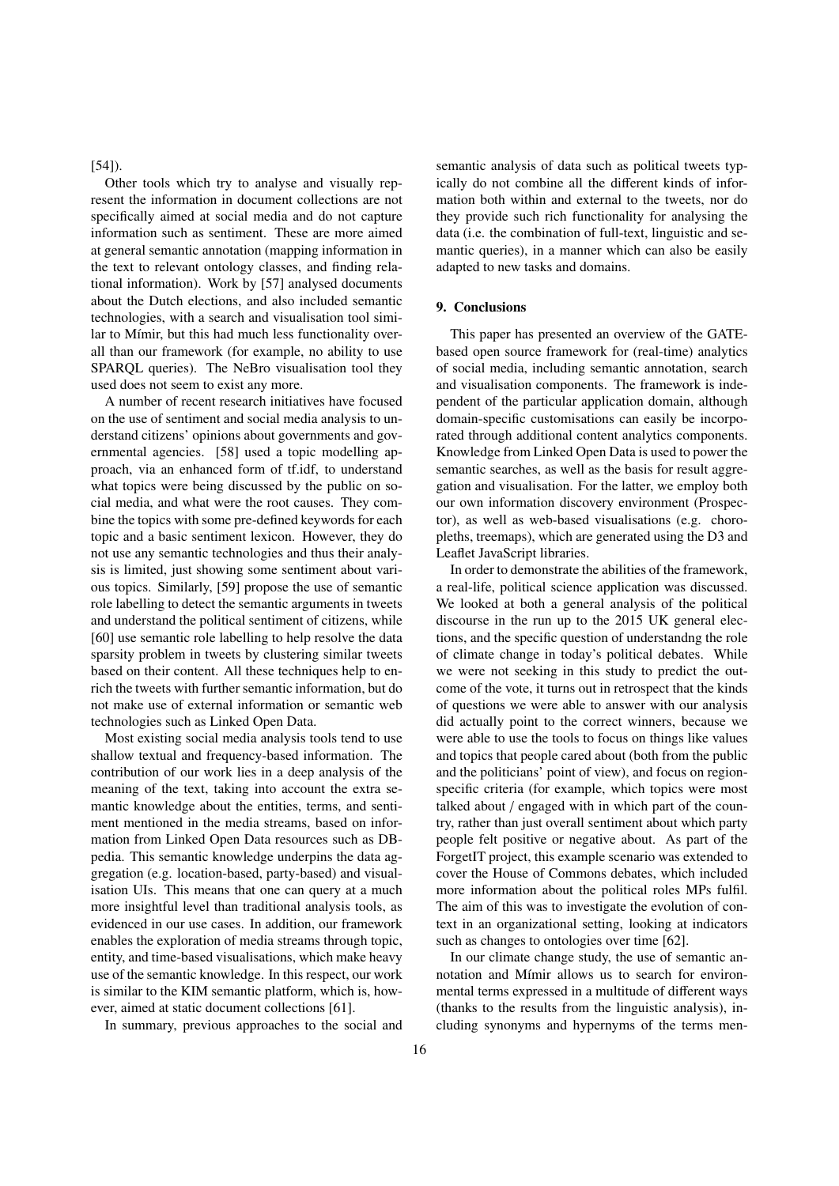[54]).

Other tools which try to analyse and visually represent the information in document collections are not specifically aimed at social media and do not capture information such as sentiment. These are more aimed at general semantic annotation (mapping information in the text to relevant ontology classes, and finding relational information). Work by [57] analysed documents about the Dutch elections, and also included semantic technologies, with a search and visualisation tool similar to Mímir, but this had much less functionality overall than our framework (for example, no ability to use SPARQL queries). The NeBro visualisation tool they used does not seem to exist any more.

A number of recent research initiatives have focused on the use of sentiment and social media analysis to understand citizens' opinions about governments and governmental agencies. [58] used a topic modelling approach, via an enhanced form of tf.idf, to understand what topics were being discussed by the public on social media, and what were the root causes. They combine the topics with some pre-defined keywords for each topic and a basic sentiment lexicon. However, they do not use any semantic technologies and thus their analysis is limited, just showing some sentiment about various topics. Similarly, [59] propose the use of semantic role labelling to detect the semantic arguments in tweets and understand the political sentiment of citizens, while [60] use semantic role labelling to help resolve the data sparsity problem in tweets by clustering similar tweets based on their content. All these techniques help to enrich the tweets with further semantic information, but do not make use of external information or semantic web technologies such as Linked Open Data.

Most existing social media analysis tools tend to use shallow textual and frequency-based information. The contribution of our work lies in a deep analysis of the meaning of the text, taking into account the extra semantic knowledge about the entities, terms, and sentiment mentioned in the media streams, based on information from Linked Open Data resources such as DBpedia. This semantic knowledge underpins the data aggregation (e.g. location-based, party-based) and visualisation UIs. This means that one can query at a much more insightful level than traditional analysis tools, as evidenced in our use cases. In addition, our framework enables the exploration of media streams through topic, entity, and time-based visualisations, which make heavy use of the semantic knowledge. In this respect, our work is similar to the KIM semantic platform, which is, however, aimed at static document collections [61].

In summary, previous approaches to the social and semantic analysis of data such as political tweets typically do not combine all the different kinds of information both within and external to the tweets, nor do they provide such rich functionality for analysing the data (i.e. the combination of full-text, linguistic and semantic queries), in a manner which can also be easily adapted to new tasks and domains.

## 9. Conclusions

This paper has presented an overview of the GATE-based open source framework for (real-time) analytics of social media, including semantic annotation, search and visualisation components. The framework is independent of the particular application domain, although domain-specific customisations can easily be incorporated through additional content analytics components. Knowledge from Linked Open Data is used to power the semantic searches, as well as the basis for result aggregation and visualisation. For the latter, we employ both our own information discovery environment (Prospector), as well as web-based visualisations (e.g. choropleths, treemaps), which are generated using the D3 and Leaflet JavaScript libraries.

In order to demonstrate the abilities of the framework, a real-life, political science application was discussed. We looked at both a general analysis of the political discourse in the run up to the 2015 UK general elections, and the specific question of understandng the role of climate change in today's political debates. While we were not seeking in this study to predict the outcome of the vote, it turns out in retrospect that the kinds of questions we were able to answer with our analysis did actually point to the correct winners, because we were able to use the tools to focus on things like values and topics that people cared about (both from the public and the politicians' point of view), and focus on region-specific criteria (for example, which topics were most talked about / engaged with in which part of the country, rather than just overall sentiment about which party people felt positive or negative about. As part of the ForgetIT project, this example scenario was extended to cover the House of Commons debates, which included more information about the political roles MPs fulfil. The aim of this was to investigate the evolution of context in an organizational setting, looking at indicators such as changes to ontologies over time [62].

In our climate change study, the use of semantic annotation and Mímir allows us to search for environmental terms expressed in a multitude of different ways (thanks to the results from the linguistic analysis), including synonyms and hypernyms of the terms men-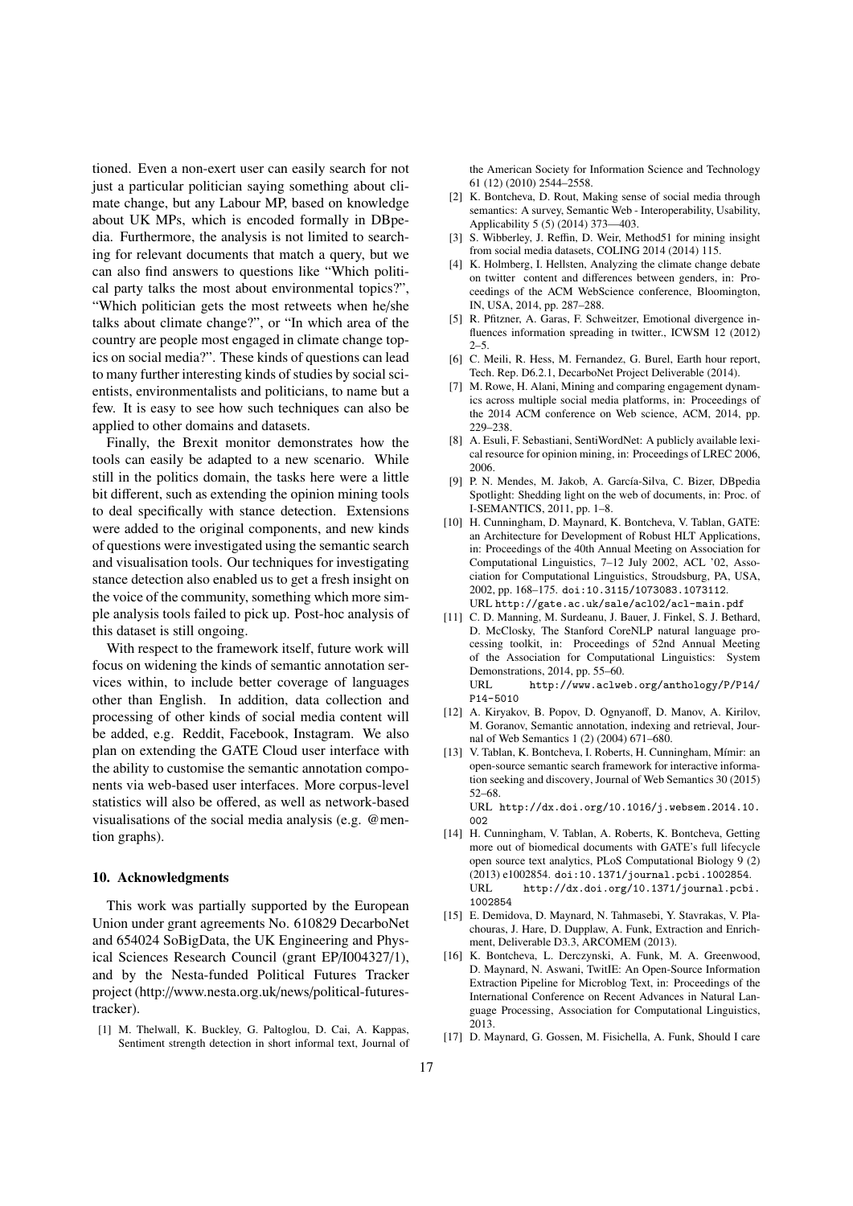tioned. Even a non-exert user can easily search for not just a particular politician saying something about climate change, but any Labour MP, based on knowledge about UK MPs, which is encoded formally in DBpedia. Furthermore, the analysis is not limited to searching for relevant documents that match a query, but we can also find answers to questions like "Which political party talks the most about environmental topics?", "Which politician gets the most retweets when he/she talks about climate change?", or "In which area of the country are people most engaged in climate change topics on social media?". These kinds of questions can lead to many further interesting kinds of studies by social scientists, environmentalists and politicians, to name but a few. It is easy to see how such techniques can also be applied to other domains and datasets.

Finally, the Brexit monitor demonstrates how the tools can easily be adapted to a new scenario. While still in the politics domain, the tasks here were a little bit different, such as extending the opinion mining tools to deal specifically with stance detection. Extensions were added to the original components, and new kinds of questions were investigated using the semantic search and visualisation tools. Our techniques for investigating stance detection also enabled us to get a fresh insight on the voice of the community, something which more simple analysis tools failed to pick up. Post-hoc analysis of this dataset is still ongoing.

With respect to the framework itself, future work will focus on widening the kinds of semantic annotation services within, to include better coverage of languages other than English. In addition, data collection and processing of other kinds of social media content will be added, e.g. Reddit, Facebook, Instagram. We also plan on extending the GATE Cloud user interface with the ability to customise the semantic annotation components via web-based user interfaces. More corpus-level statistics will also be offered, as well as network-based visualisations of the social media analysis (e.g. @mention graphs).

## 10. Acknowledgments

This work was partially supported by the European Union under grant agreements No. 610829 DecarboNet and 654024 SoBigData, the UK Engineering and Physical Sciences Research Council (grant EP/I004327/1), and by the Nesta-funded Political Futures Tracker project (http://www.nesta.org.uk/news/political-futures-tracker).

[1] M. Thelwall, K. Buckley, G. Paltoglou, D. Cai, A. Kappas, Sentiment strength detection in short informal text, Journal of the American Society for Information Science and Technology 61 (12) (2010) 2544–2558.

[2] K. Bontcheva, D. Rout, Making sense of social media through semantics: A survey, Semantic Web - Interoperability, Usability, Applicability 5 (5) (2014) 373—403.

[3] S. Wibberley, J. Reffin, D. Weir, Method51 for mining insight from social media datasets, COLING 2014 (2014) 115.

[4] K. Holmberg, I. Hellsten, Analyzing the climate change debate on twitter content and differences between genders, in: Proceedings of the ACM WebScience conference, Bloomington, IN, USA, 2014, pp. 287–288.

[5] R. Pfitzner, A. Garas, F. Schweitzer, Emotional divergence influences information spreading in twitter., ICWSM 12 (2012) 2–5.

[6] C. Meili, R. Hess, M. Fernandez, G. Burel, Earth hour report, Tech. Rep. D6.2.1, DecarboNet Project Deliverable (2014).

[7] M. Rowe, H. Alani, Mining and comparing engagement dynamics across multiple social media platforms, in: Proceedings of the 2014 ACM conference on Web science, ACM, 2014, pp. 229–238.

[8] A. Esuli, F. Sebastiani, SentiWordNet: A publicly available lexical resource for opinion mining, in: Proceedings of LREC 2006, 2006.

[9] P. N. Mendes, M. Jakob, A. García-Silva, C. Bizer, DBpedia Spotlight: Shedding light on the web of documents, in: Proc. of I-SEMANTICS, 2011, pp. 1–8.

[10] H. Cunningham, D. Maynard, K. Bontcheva, V. Tablan, GATE: an Architecture for Development of Robust HLT Applications, in: Proceedings of the 40th Annual Meeting on Association for Computational Linguistics, 7–12 July 2002, ACL '02, Association for Computational Linguistics, Stroudsburg, PA, USA, 2002, pp. 168–175. doi:10.3115/1073083.1073112.
URL http://gate.ac.uk/sale/acl02/acl-main.pdf

[11] C. D. Manning, M. Surdeanu, J. Bauer, J. Finkel, S. J. Bethard, D. McClosky, The Stanford CoreNLP natural language processing toolkit, in: Proceedings of 52nd Annual Meeting of the Association for Computational Linguistics: System Demonstrations, 2014, pp. 55–60.
URL http://www.aclweb.org/anthology/P/P14/P14-5010

[12] A. Kiryakov, B. Popov, D. Ognyanoff, D. Manov, A. Kirilov, M. Goranov, Semantic annotation, indexing and retrieval, Journal of Web Semantics 1 (2) (2004) 671–680.

[13] V. Tablan, K. Bontcheva, I. Roberts, H. Cunningham, Mímir: an open-source semantic search framework for interactive information seeking and discovery, Journal of Web Semantics 30 (2015) 52–68.
URL http://dx.doi.org/10.1016/j.websem.2014.10.002

[14] H. Cunningham, V. Tablan, A. Roberts, K. Bontcheva, Getting more out of biomedical documents with GATE's full lifecycle open source text analytics, PLoS Computational Biology 9 (2) (2013) e1002854. doi:10.1371/journal.pcbi.1002854.
URL http://dx.doi.org/10.1371/journal.pcbi.1002854

[15] E. Demidova, D. Maynard, N. Tahmasebi, Y. Stavrakas, V. Plachouras, J. Hare, D. Dupplaw, A. Funk, Extraction and Enrichment, Deliverable D3.3, ARCOMEM (2013).

[16] K. Bontcheva, L. Derczynski, A. Funk, M. A. Greenwood, D. Maynard, N. Aswani, TwitIE: An Open-Source Information Extraction Pipeline for Microblog Text, in: Proceedings of the International Conference on Recent Advances in Natural Language Processing, Association for Computational Linguistics, 2013.

[17] D. Maynard, G. Gossen, M. Fisichella, A. Funk, Should I care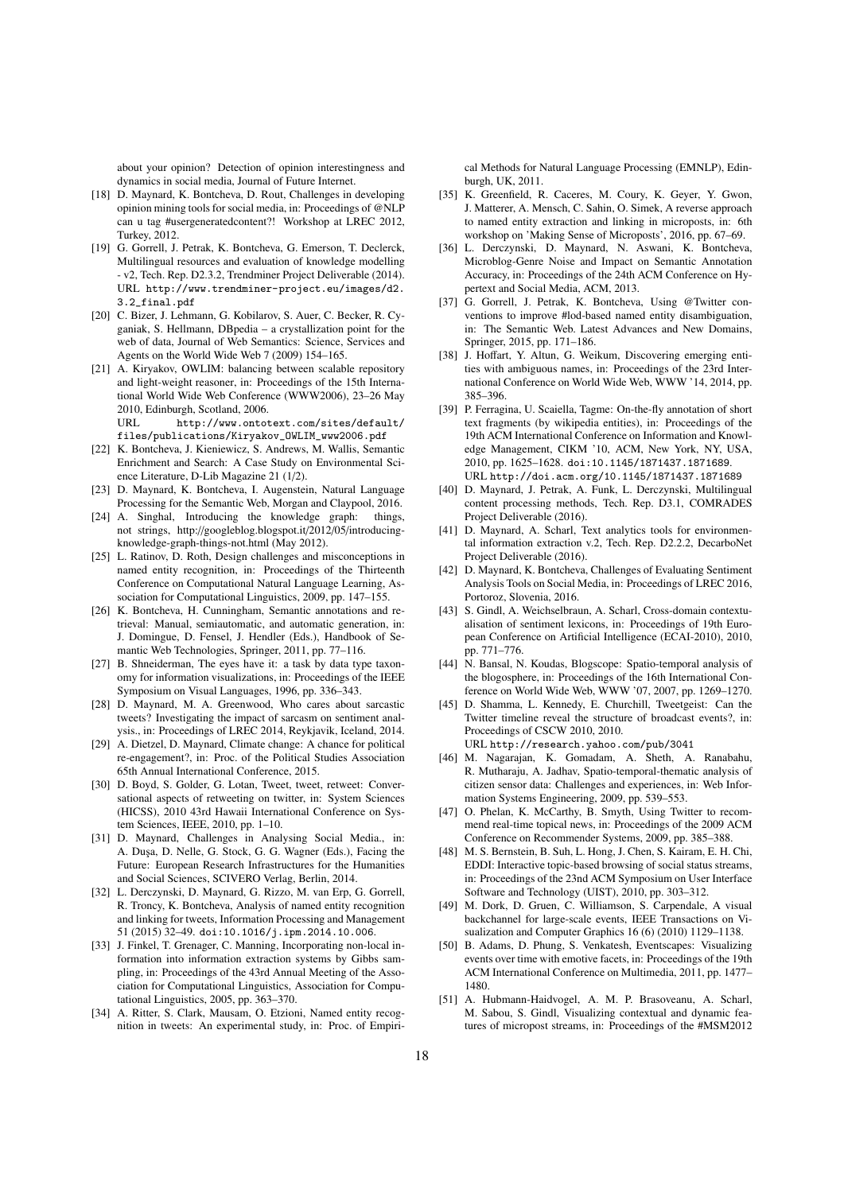about your opinion? Detection of opinion interestingness and dynamics in social media, Journal of Future Internet.

[18] D. Maynard, K. Bontcheva, D. Rout, Challenges in developing opinion mining tools for social media, in: Proceedings of @NLP can u tag #usergeneratedcontent?! Workshop at LREC 2012, Turkey, 2012.

[19] G. Gorrell, J. Petrak, K. Bontcheva, G. Emerson, T. Declerck, Multilingual resources and evaluation of knowledge modelling - v2, Tech. Rep. D2.3.2, Trendminer Project Deliverable (2014). URL `http://www.trendminer-project.eu/images/d2.3.2_final.pdf`

[20] C. Bizer, J. Lehmann, G. Kobilarov, S. Auer, C. Becker, R. Cyganiak, S. Hellmann, DBpedia – a crystallization point for the web of data, Journal of Web Semantics: Science, Services and Agents on the World Wide Web 7 (2009) 154–165.

[21] A. Kiryakov, OWLIM: balancing between scalable repository and light-weight reasoner, in: Proceedings of the 15th International World Wide Web Conference (WWW2006), 23–26 May 2010, Edinburgh, Scotland, 2006. URL `http://www.ontotext.com/sites/default/files/publications/Kiryakov_OWLIM_www2006.pdf`

[22] K. Bontcheva, J. Kieniewicz, S. Andrews, M. Wallis, Semantic Enrichment and Search: A Case Study on Environmental Science Literature, D-Lib Magazine 21 (1/2).

[23] D. Maynard, K. Bontcheva, I. Augenstein, Natural Language Processing for the Semantic Web, Morgan and Claypool, 2016.

[24] A. Singhal, Introducing the knowledge graph: things, not strings, http://googleblog.blogspot.it/2012/05/introducing-knowledge-graph-things-not.html (May 2012).

[25] L. Ratinov, D. Roth, Design challenges and misconceptions in named entity recognition, in: Proceedings of the Thirteenth Conference on Computational Natural Language Learning, Association for Computational Linguistics, 2009, pp. 147–155.

[26] K. Bontcheva, H. Cunningham, Semantic annotations and retrieval: Manual, semiautomatic, and automatic generation, in: J. Domingue, D. Fensel, J. Hendler (Eds.), Handbook of Semantic Web Technologies, Springer, 2011, pp. 77–116.

[27] B. Shneiderman, The eyes have it: a task by data type taxonomy for information visualizations, in: Proceedings of the IEEE Symposium on Visual Languages, 1996, pp. 336–343.

[28] D. Maynard, M. A. Greenwood, Who cares about sarcastic tweets? Investigating the impact of sarcasm on sentiment analysis., in: Proceedings of LREC 2014, Reykjavik, Iceland, 2014.

[29] A. Dietzel, D. Maynard, Climate change: A chance for political re-engagement?, in: Proc. of the Political Studies Association 65th Annual International Conference, 2015.

[30] D. Boyd, S. Golder, G. Lotan, Tweet, tweet, retweet: Conversational aspects of retweeting on twitter, in: System Sciences (HICSS), 2010 43rd Hawaii International Conference on System Sciences, IEEE, 2010, pp. 1–10.

[31] D. Maynard, Challenges in Analysing Social Media., in: A. Duşa, D. Nelle, G. Stock, G. G. Wagner (Eds.), Facing the Future: European Research Infrastructures for the Humanities and Social Sciences, SCIVERO Verlag, Berlin, 2014.

[32] L. Derczynski, D. Maynard, G. Rizzo, M. van Erp, G. Gorrell, R. Troncy, K. Bontcheva, Analysis of named entity recognition and linking for tweets, Information Processing and Management 51 (2015) 32–49. `doi:10.1016/j.ipm.2014.10.006`.

[33] J. Finkel, T. Grenager, C. Manning, Incorporating non-local information into information extraction systems by Gibbs sampling, in: Proceedings of the 43rd Annual Meeting of the Association for Computational Linguistics, Association for Computational Linguistics, 2005, pp. 363–370.

[34] A. Ritter, S. Clark, Mausam, O. Etzioni, Named entity recognition in tweets: An experimental study, in: Proc. of Empirical Methods for Natural Language Processing (EMNLP), Edinburgh, UK, 2011.

[35] K. Greenfield, R. Caceres, M. Coury, K. Geyer, Y. Gwon, J. Matterer, A. Mensch, C. Sahin, O. Simek, A reverse approach to named entity extraction and linking in microposts, in: 6th workshop on 'Making Sense of Microposts', 2016, pp. 67–69.

[36] L. Derczynski, D. Maynard, N. Aswani, K. Bontcheva, Microblog-Genre Noise and Impact on Semantic Annotation Accuracy, in: Proceedings of the 24th ACM Conference on Hypertext and Social Media, ACM, 2013.

[37] G. Gorrell, J. Petrak, K. Bontcheva, Using @Twitter conventions to improve #lod-based named entity disambiguation, in: The Semantic Web. Latest Advances and New Domains, Springer, 2015, pp. 171–186.

[38] J. Hoffart, Y. Altun, G. Weikum, Discovering emerging entities with ambiguous names, in: Proceedings of the 23rd International Conference on World Wide Web, WWW '14, 2014, pp. 385–396.

[39] P. Ferragina, U. Scaiella, Tagme: On-the-fly annotation of short text fragments (by wikipedia entities), in: Proceedings of the 19th ACM International Conference on Information and Knowledge Management, CIKM '10, ACM, New York, NY, USA, 2010, pp. 1625–1628. `doi:10.1145/1871437.1871689`. URL `http://doi.acm.org/10.1145/1871437.1871689`

[40] D. Maynard, J. Petrak, A. Funk, L. Derczynski, Multilingual content processing methods, Tech. Rep. D3.1, COMRADES Project Deliverable (2016).

[41] D. Maynard, A. Scharl, Text analytics tools for environmental information extraction v.2, Tech. Rep. D2.2.2, DecarboNet Project Deliverable (2016).

[42] D. Maynard, K. Bontcheva, Challenges of Evaluating Sentiment Analysis Tools on Social Media, in: Proceedings of LREC 2016, Portoroz, Slovenia, 2016.

[43] S. Gindl, A. Weichselbraun, A. Scharl, Cross-domain contextualisation of sentiment lexicons, in: Proceedings of 19th European Conference on Artificial Intelligence (ECAI-2010), 2010, pp. 771–776.

[44] N. Bansal, N. Koudas, Blogscope: Spatio-temporal analysis of the blogosphere, in: Proceedings of the 16th International Conference on World Wide Web, WWW '07, 2007, pp. 1269–1270.

[45] D. Shamma, L. Kennedy, E. Churchill, Tweetgeist: Can the Twitter timeline reveal the structure of broadcast events?, in: Proceedings of CSCW 2010, 2010. URL `http://research.yahoo.com/pub/3041`

[46] M. Nagarajan, K. Gomadam, A. Sheth, A. Ranabahu, R. Mutharaju, A. Jadhav, Spatio-temporal-thematic analysis of citizen sensor data: Challenges and experiences, in: Web Information Systems Engineering, 2009, pp. 539–553.

[47] O. Phelan, K. McCarthy, B. Smyth, Using Twitter to recommend real-time topical news, in: Proceedings of the 2009 ACM Conference on Recommender Systems, 2009, pp. 385–388.

[48] M. S. Bernstein, B. Suh, L. Hong, J. Chen, S. Kairam, E. H. Chi, EDDI: Interactive topic-based browsing of social status streams, in: Proceedings of the 23nd ACM Symposium on User Interface Software and Technology (UIST), 2010, pp. 303–312.

[49] M. Dork, D. Gruen, C. Williamson, S. Carpendale, A visual backchannel for large-scale events, IEEE Transactions on Visualization and Computer Graphics 16 (6) (2010) 1129–1138.

[50] B. Adams, D. Phung, S. Venkatesh, Eventscapes: Visualizing events over time with emotive facets, in: Proceedings of the 19th ACM International Conference on Multimedia, 2011, pp. 1477–1480.

[51] A. Hubmann-Haidvogel, A. M. P. Brasoveanu, A. Scharl, M. Sabou, S. Gindl, Visualizing contextual and dynamic features of micropost streams, in: Proceedings of the #MSM2012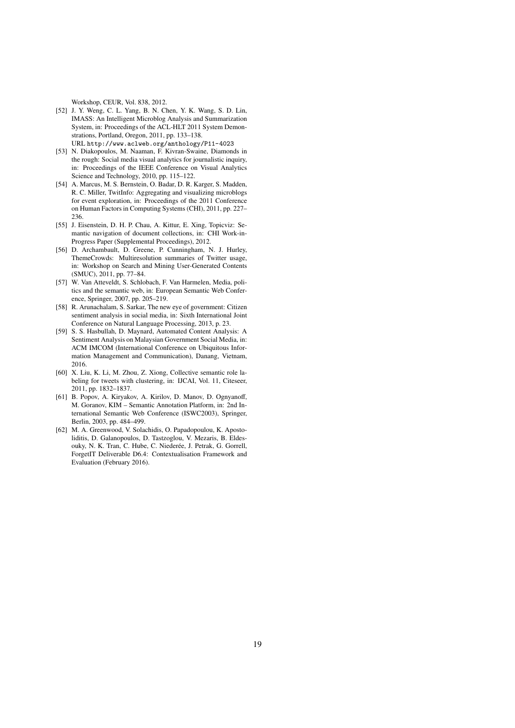Workshop, CEUR, Vol. 838, 2012.

[52] J. Y. Weng, C. L. Yang, B. N. Chen, Y. K. Wang, S. D. Lin, IMASS: An Intelligent Microblog Analysis and Summarization System, in: Proceedings of the ACL-HLT 2011 System Demonstrations, Portland, Oregon, 2011, pp. 133–138.
URL http://www.aclweb.org/anthology/P11-4023

[53] N. Diakopoulos, M. Naaman, F. Kivran-Swaine, Diamonds in the rough: Social media visual analytics for journalistic inquiry, in: Proceedings of the IEEE Conference on Visual Analytics Science and Technology, 2010, pp. 115–122.

[54] A. Marcus, M. S. Bernstein, O. Badar, D. R. Karger, S. Madden, R. C. Miller, TwitInfo: Aggregating and visualizing microblogs for event exploration, in: Proceedings of the 2011 Conference on Human Factors in Computing Systems (CHI), 2011, pp. 227–236.

[55] J. Eisenstein, D. H. P. Chau, A. Kittur, E. Xing, Topicviz: Semantic navigation of document collections, in: CHI Work-in-Progress Paper (Supplemental Proceedings), 2012.

[56] D. Archambault, D. Greene, P. Cunningham, N. J. Hurley, ThemeCrowds: Multiresolution summaries of Twitter usage, in: Workshop on Search and Mining User-Generated Contents (SMUC), 2011, pp. 77–84.

[57] W. Van Atteveldt, S. Schlobach, F. Van Harmelen, Media, politics and the semantic web, in: European Semantic Web Conference, Springer, 2007, pp. 205–219.

[58] R. Arunachalam, S. Sarkar, The new eye of government: Citizen sentiment analysis in social media, in: Sixth International Joint Conference on Natural Language Processing, 2013, p. 23.

[59] S. S. Hasbullah, D. Maynard, Automated Content Analysis: A Sentiment Analysis on Malaysian Government Social Media, in: ACM IMCOM (International Conference on Ubiquitous Information Management and Communication), Danang, Vietnam, 2016.

[60] X. Liu, K. Li, M. Zhou, Z. Xiong, Collective semantic role labeling for tweets with clustering, in: IJCAI, Vol. 11, Citeseer, 2011, pp. 1832–1837.

[61] B. Popov, A. Kiryakov, A. Kirilov, D. Manov, D. Ognyanoff, M. Goranov, KIM – Semantic Annotation Platform, in: 2nd International Semantic Web Conference (ISWC2003), Springer, Berlin, 2003, pp. 484–499.

[62] M. A. Greenwood, V. Solachidis, O. Papadopoulou, K. Apostoliditis, D. Galanopoulos, D. Tastzoglou, V. Mezaris, B. Eldesouky, N. K. Tran, C. Hube, C. Niederée, J. Petrak, G. Gorrell, ForgetIT Deliverable D6.4: Contextualisation Framework and Evaluation (February 2016).